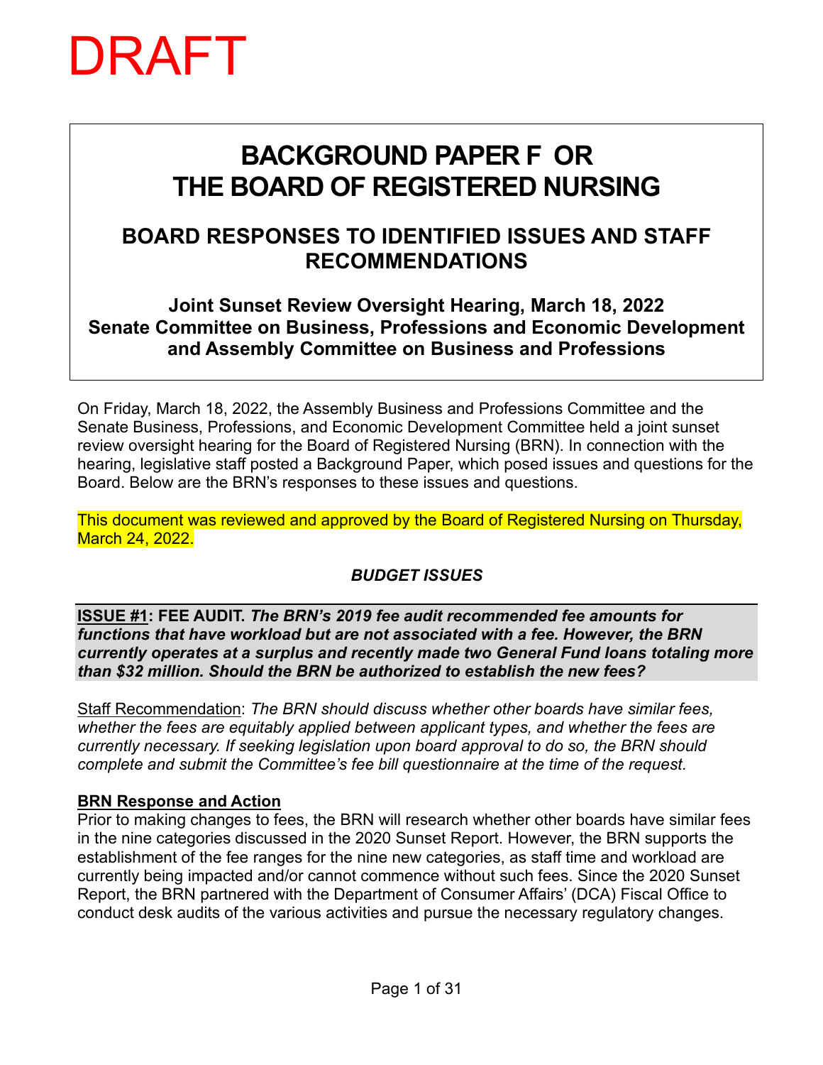DRAFT

# BACKGROUND PAPER F OR THE BOARD OF REGISTERED NURSING

## BOARD RESPONSES TO IDENTIFIED ISSUES AND STAFF RECOMMENDATIONS

### Joint Sunset Review Oversight Hearing, March 18, 2022
### Senate Committee on Business, Professions and Economic Development and Assembly Committee on Business and Professions

On Friday, March 18, 2022, the Assembly Business and Professions Committee and the Senate Business, Professions, and Economic Development Committee held a joint sunset review oversight hearing for the Board of Registered Nursing (BRN). In connection with the hearing, legislative staff posted a Background Paper, which posed issues and questions for the Board. Below are the BRN's responses to these issues and questions.

This document was reviewed and approved by the Board of Registered Nursing on Thursday, March 24, 2022.

### *BUDGET ISSUES*

**ISSUE #1: FEE AUDIT.** ***The BRN's 2019 fee audit recommended fee amounts for functions that have workload but are not associated with a fee. However, the BRN currently operates at a surplus and recently made two General Fund loans totaling more than $32 million. Should the BRN be authorized to establish the new fees?***

Staff Recommendation: *The BRN should discuss whether other boards have similar fees, whether the fees are equitably applied between applicant types, and whether the fees are currently necessary. If seeking legislation upon board approval to do so, the BRN should complete and submit the Committee's fee bill questionnaire at the time of the request.*

**BRN Response and Action**

Prior to making changes to fees, the BRN will research whether other boards have similar fees in the nine categories discussed in the 2020 Sunset Report. However, the BRN supports the establishment of the fee ranges for the nine new categories, as staff time and workload are currently being impacted and/or cannot commence without such fees. Since the 2020 Sunset Report, the BRN partnered with the Department of Consumer Affairs' (DCA) Fiscal Office to conduct desk audits of the various activities and pursue the necessary regulatory changes.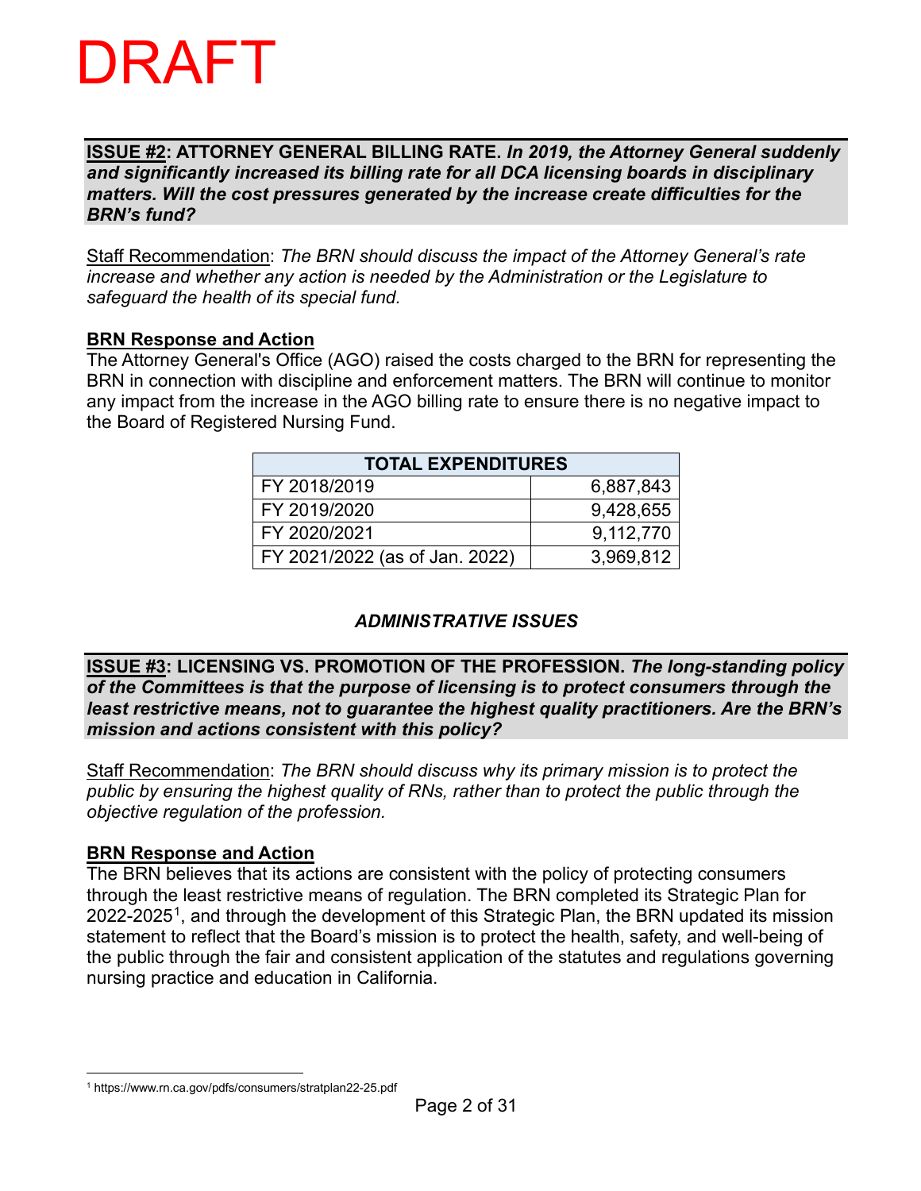# DRAFT

**<u>ISSUE #2</u>: ATTORNEY GENERAL BILLING RATE.** ***In 2019, the Attorney General suddenly and significantly increased its billing rate for all DCA licensing boards in disciplinary matters. Will the cost pressures generated by the increase create difficulties for the BRN's fund?***

<u>Staff Recommendation</u>: *The BRN should discuss the impact of the Attorney General's rate increase and whether any action is needed by the Administration or the Legislature to safeguard the health of its special fund.*

**<u>BRN Response and Action</u>**

The Attorney General's Office (AGO) raised the costs charged to the BRN for representing the BRN in connection with discipline and enforcement matters. The BRN will continue to monitor any impact from the increase in the AGO billing rate to ensure there is no negative impact to the Board of Registered Nursing Fund.

| TOTAL EXPENDITURES | |
|---|---|
| FY 2018/2019 | 6,887,843 |
| FY 2019/2020 | 9,428,655 |
| FY 2020/2021 | 9,112,770 |
| FY 2021/2022 (as of Jan. 2022) | 3,969,812 |

## *ADMINISTRATIVE ISSUES*

**<u>ISSUE #3</u>: LICENSING VS. PROMOTION OF THE PROFESSION.** ***The long-standing policy of the Committees is that the purpose of licensing is to protect consumers through the least restrictive means, not to guarantee the highest quality practitioners. Are the BRN's mission and actions consistent with this policy?***

<u>Staff Recommendation</u>: *The BRN should discuss why its primary mission is to protect the public by ensuring the highest quality of RNs, rather than to protect the public through the objective regulation of the profession.*

**<u>BRN Response and Action</u>**

The BRN believes that its actions are consistent with the policy of protecting consumers through the least restrictive means of regulation. The BRN completed its Strategic Plan for 2022-2025[1], and through the development of this Strategic Plan, the BRN updated its mission statement to reflect that the Board's mission is to protect the health, safety, and well-being of the public through the fair and consistent application of the statutes and regulations governing nursing practice and education in California.

[1] https://www.rn.ca.gov/pdfs/consumers/stratplan22-25.pdf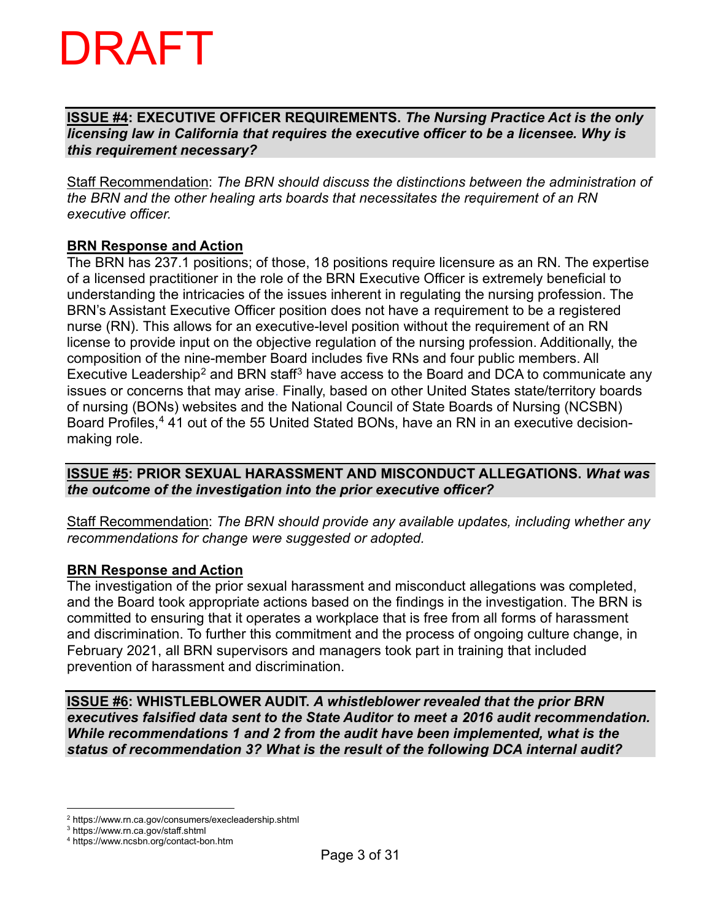DRAFT

**<u>ISSUE #4</u>: EXECUTIVE OFFICER REQUIREMENTS.** ***The Nursing Practice Act is the only licensing law in California that requires the executive officer to be a licensee. Why is this requirement necessary?***

<u>Staff Recommendation</u>: *The BRN should discuss the distinctions between the administration of the BRN and the other healing arts boards that necessitates the requirement of an RN executive officer.*

**<u>BRN Response and Action</u>**

The BRN has 237.1 positions; of those, 18 positions require licensure as an RN. The expertise of a licensed practitioner in the role of the BRN Executive Officer is extremely beneficial to understanding the intricacies of the issues inherent in regulating the nursing profession. The BRN's Assistant Executive Officer position does not have a requirement to be a registered nurse (RN). This allows for an executive-level position without the requirement of an RN license to provide input on the objective regulation of the nursing profession. Additionally, the composition of the nine-member Board includes five RNs and four public members. All Executive Leadership[2] and BRN staff[3] have access to the Board and DCA to communicate any issues or concerns that may arise. Finally, based on other United States state/territory boards of nursing (BONs) websites and the National Council of State Boards of Nursing (NCSBN) Board Profiles,[4] 41 out of the 55 United Stated BONs, have an RN in an executive decision-making role.

**<u>ISSUE #5</u>: PRIOR SEXUAL HARASSMENT AND MISCONDUCT ALLEGATIONS.** ***What was the outcome of the investigation into the prior executive officer?***

<u>Staff Recommendation</u>: *The BRN should provide any available updates, including whether any recommendations for change were suggested or adopted.*

**<u>BRN Response and Action</u>**

The investigation of the prior sexual harassment and misconduct allegations was completed, and the Board took appropriate actions based on the findings in the investigation. The BRN is committed to ensuring that it operates a workplace that is free from all forms of harassment and discrimination. To further this commitment and the process of ongoing culture change, in February 2021, all BRN supervisors and managers took part in training that included prevention of harassment and discrimination.

**<u>ISSUE #6</u>: WHISTLEBLOWER AUDIT.** ***A whistleblower revealed that the prior BRN executives falsified data sent to the State Auditor to meet a 2016 audit recommendation. While recommendations 1 and 2 from the audit have been implemented, what is the status of recommendation 3? What is the result of the following DCA internal audit?***

---

[2] https://www.rn.ca.gov/consumers/execleadership.shtml

[3] https://www.rn.ca.gov/staff.shtml

[4] https://www.ncsbn.org/contact-bon.htm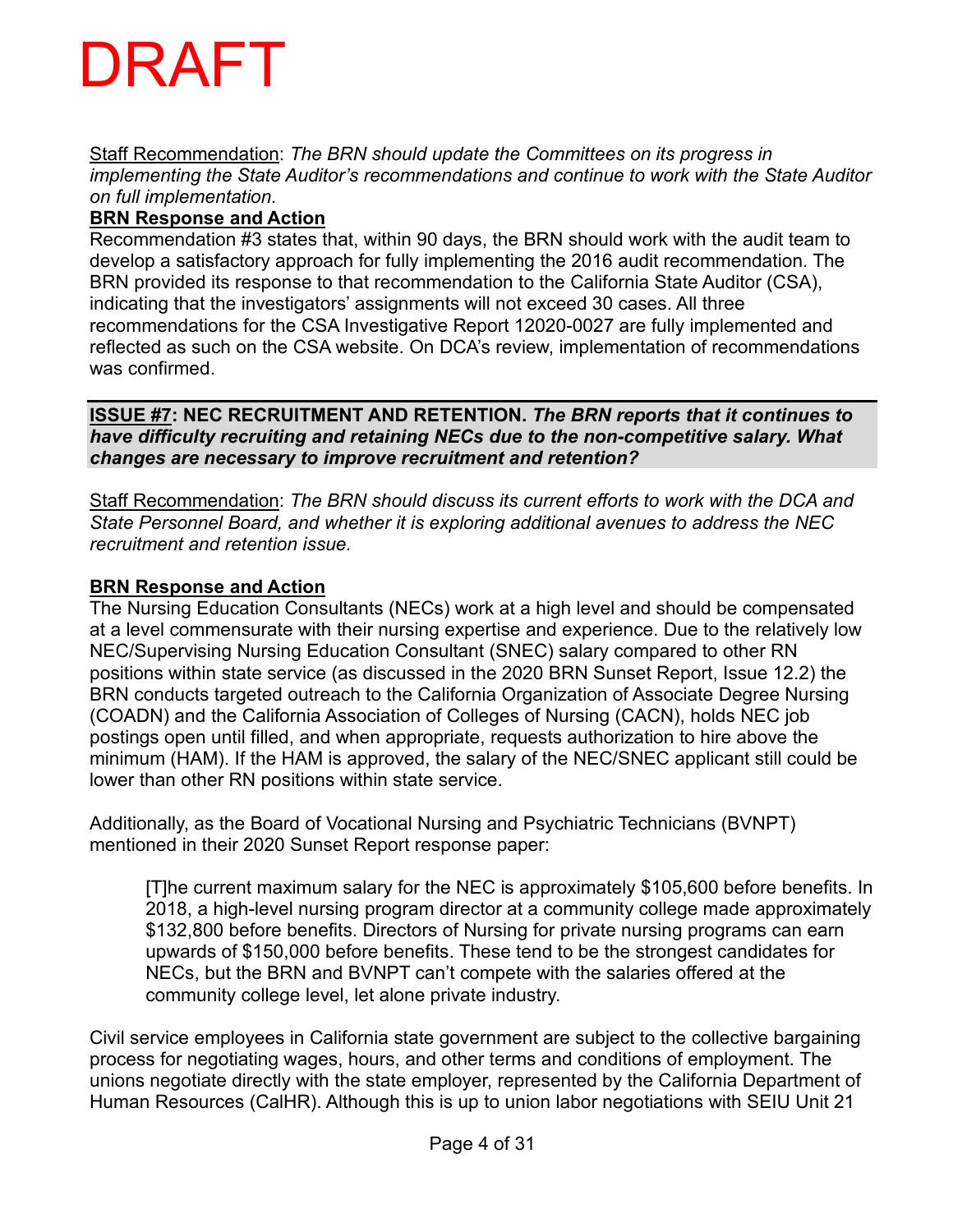DRAFT

Staff Recommendation: *The BRN should update the Committees on its progress in implementing the State Auditor's recommendations and continue to work with the State Auditor on full implementation.*

**BRN Response and Action**

Recommendation #3 states that, within 90 days, the BRN should work with the audit team to develop a satisfactory approach for fully implementing the 2016 audit recommendation. The BRN provided its response to that recommendation to the California State Auditor (CSA), indicating that the investigators' assignments will not exceed 30 cases. All three recommendations for the CSA Investigative Report 12020-0027 are fully implemented and reflected as such on the CSA website. On DCA's review, implementation of recommendations was confirmed.

**ISSUE #7: NEC RECRUITMENT AND RETENTION.** ***The BRN reports that it continues to have difficulty recruiting and retaining NECs due to the non-competitive salary. What changes are necessary to improve recruitment and retention?***

Staff Recommendation: *The BRN should discuss its current efforts to work with the DCA and State Personnel Board, and whether it is exploring additional avenues to address the NEC recruitment and retention issue.*

**BRN Response and Action**

The Nursing Education Consultants (NECs) work at a high level and should be compensated at a level commensurate with their nursing expertise and experience. Due to the relatively low NEC/Supervising Nursing Education Consultant (SNEC) salary compared to other RN positions within state service (as discussed in the 2020 BRN Sunset Report, Issue 12.2) the BRN conducts targeted outreach to the California Organization of Associate Degree Nursing (COADN) and the California Association of Colleges of Nursing (CACN), holds NEC job postings open until filled, and when appropriate, requests authorization to hire above the minimum (HAM). If the HAM is approved, the salary of the NEC/SNEC applicant still could be lower than other RN positions within state service.

Additionally, as the Board of Vocational Nursing and Psychiatric Technicians (BVNPT) mentioned in their 2020 Sunset Report response paper:

> [T]he current maximum salary for the NEC is approximately $105,600 before benefits. In 2018, a high-level nursing program director at a community college made approximately $132,800 before benefits. Directors of Nursing for private nursing programs can earn upwards of $150,000 before benefits. These tend to be the strongest candidates for NECs, but the BRN and BVNPT can't compete with the salaries offered at the community college level, let alone private industry.

Civil service employees in California state government are subject to the collective bargaining process for negotiating wages, hours, and other terms and conditions of employment. The unions negotiate directly with the state employer, represented by the California Department of Human Resources (CalHR). Although this is up to union labor negotiations with SEIU Unit 21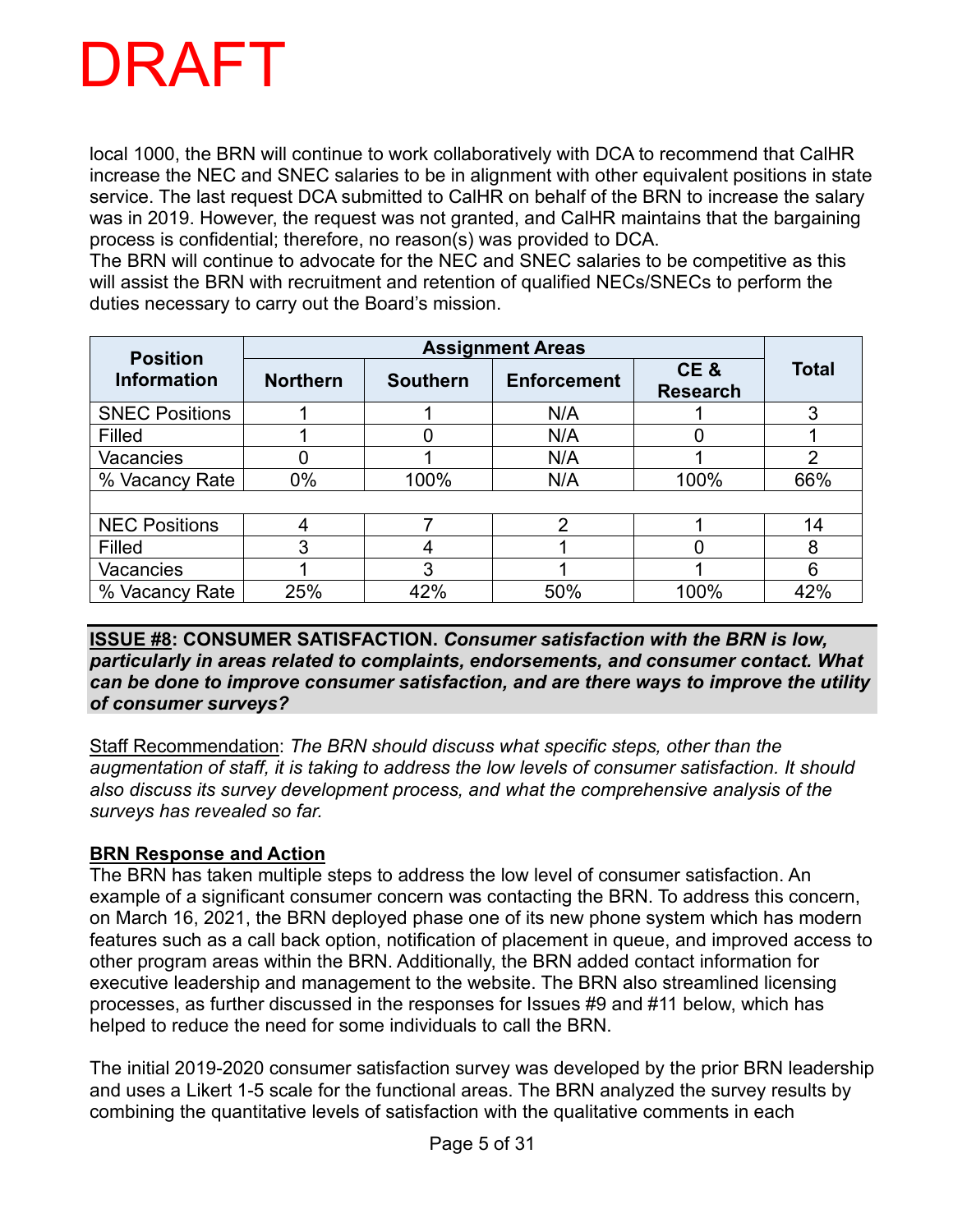DRAFT

local 1000, the BRN will continue to work collaboratively with DCA to recommend that CalHR increase the NEC and SNEC salaries to be in alignment with other equivalent positions in state service. The last request DCA submitted to CalHR on behalf of the BRN to increase the salary was in 2019. However, the request was not granted, and CalHR maintains that the bargaining process is confidential; therefore, no reason(s) was provided to DCA.
The BRN will continue to advocate for the NEC and SNEC salaries to be competitive as this will assist the BRN with recruitment and retention of qualified NECs/SNECs to perform the duties necessary to carry out the Board's mission.

| Position Information | Assignment Areas | | | | Total |
|---|---|---|---|---|---|
| | Northern | Southern | Enforcement | CE & Research | |
| SNEC Positions | 1 | 1 | N/A | 1 | 3 |
| Filled | 1 | 0 | N/A | 0 | 1 |
| Vacancies | 0 | 1 | N/A | 1 | 2 |
| % Vacancy Rate | 0% | 100% | N/A | 100% | 66% |
| | | | | | |
| NEC Positions | 4 | 7 | 2 | 1 | 14 |
| Filled | 3 | 4 | 1 | 0 | 8 |
| Vacancies | 1 | 3 | 1 | 1 | 6 |
| % Vacancy Rate | 25% | 42% | 50% | 100% | 42% |

**ISSUE #8: CONSUMER SATISFACTION.** ***Consumer satisfaction with the BRN is low, particularly in areas related to complaints, endorsements, and consumer contact. What can be done to improve consumer satisfaction, and are there ways to improve the utility of consumer surveys?***

Staff Recommendation: *The BRN should discuss what specific steps, other than the augmentation of staff, it is taking to address the low levels of consumer satisfaction. It should also discuss its survey development process, and what the comprehensive analysis of the surveys has revealed so far.*

**BRN Response and Action**

The BRN has taken multiple steps to address the low level of consumer satisfaction. An example of a significant consumer concern was contacting the BRN. To address this concern, on March 16, 2021, the BRN deployed phase one of its new phone system which has modern features such as a call back option, notification of placement in queue, and improved access to other program areas within the BRN. Additionally, the BRN added contact information for executive leadership and management to the website. The BRN also streamlined licensing processes, as further discussed in the responses for Issues #9 and #11 below, which has helped to reduce the need for some individuals to call the BRN.

The initial 2019-2020 consumer satisfaction survey was developed by the prior BRN leadership and uses a Likert 1-5 scale for the functional areas. The BRN analyzed the survey results by combining the quantitative levels of satisfaction with the qualitative comments in each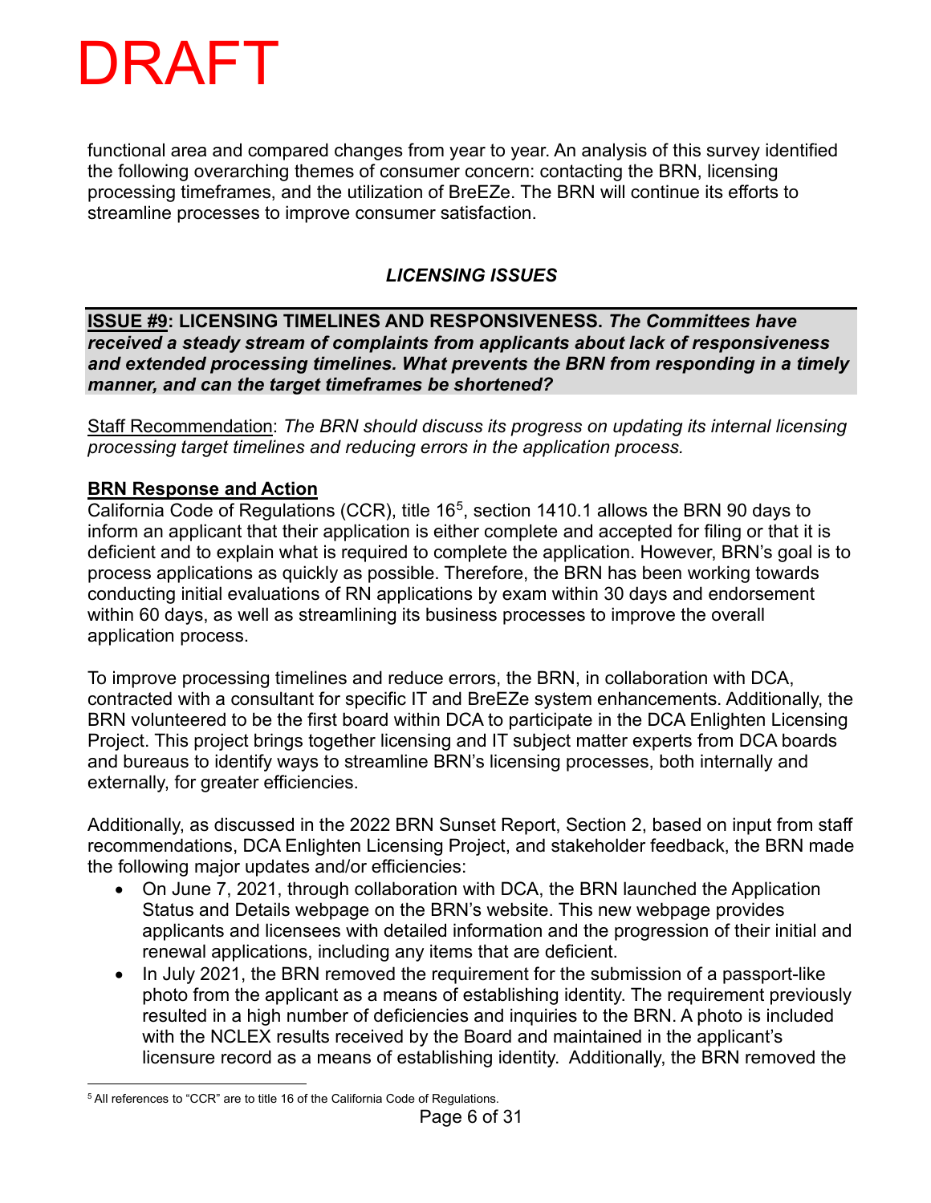DRAFT

functional area and compared changes from year to year. An analysis of this survey identified the following overarching themes of consumer concern: contacting the BRN, licensing processing timeframes, and the utilization of BreEZe. The BRN will continue its efforts to streamline processes to improve consumer satisfaction.

### *LICENSING ISSUES*

**<u>ISSUE #9</u>: LICENSING TIMELINES AND RESPONSIVENESS.** ***The Committees have received a steady stream of complaints from applicants about lack of responsiveness and extended processing timelines. What prevents the BRN from responding in a timely manner, and can the target timeframes be shortened?***

<u>Staff Recommendation</u>: *The BRN should discuss its progress on updating its internal licensing processing target timelines and reducing errors in the application process.*

**<u>BRN Response and Action</u>**

California Code of Regulations (CCR), title 16[5], section 1410.1 allows the BRN 90 days to inform an applicant that their application is either complete and accepted for filing or that it is deficient and to explain what is required to complete the application. However, BRN's goal is to process applications as quickly as possible. Therefore, the BRN has been working towards conducting initial evaluations of RN applications by exam within 30 days and endorsement within 60 days, as well as streamlining its business processes to improve the overall application process.

To improve processing timelines and reduce errors, the BRN, in collaboration with DCA, contracted with a consultant for specific IT and BreEZe system enhancements. Additionally, the BRN volunteered to be the first board within DCA to participate in the DCA Enlighten Licensing Project. This project brings together licensing and IT subject matter experts from DCA boards and bureaus to identify ways to streamline BRN's licensing processes, both internally and externally, for greater efficiencies.

Additionally, as discussed in the 2022 BRN Sunset Report, Section 2, based on input from staff recommendations, DCA Enlighten Licensing Project, and stakeholder feedback, the BRN made the following major updates and/or efficiencies:

- On June 7, 2021, through collaboration with DCA, the BRN launched the Application Status and Details webpage on the BRN's website. This new webpage provides applicants and licensees with detailed information and the progression of their initial and renewal applications, including any items that are deficient.
- In July 2021, the BRN removed the requirement for the submission of a passport-like photo from the applicant as a means of establishing identity. The requirement previously resulted in a high number of deficiencies and inquiries to the BRN. A photo is included with the NCLEX results received by the Board and maintained in the applicant's licensure record as a means of establishing identity. Additionally, the BRN removed the

[5] All references to "CCR" are to title 16 of the California Code of Regulations.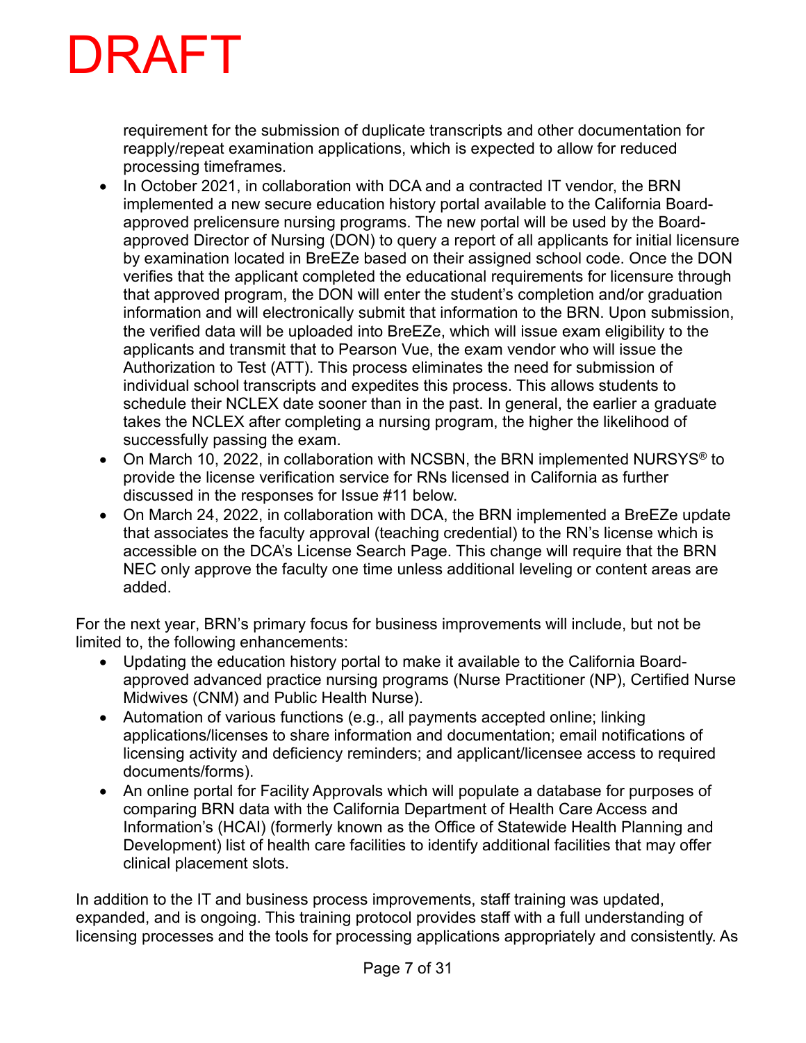DRAFT

requirement for the submission of duplicate transcripts and other documentation for reapply/repeat examination applications, which is expected to allow for reduced processing timeframes.

- In October 2021, in collaboration with DCA and a contracted IT vendor, the BRN implemented a new secure education history portal available to the California Board-approved prelicensure nursing programs. The new portal will be used by the Board-approved Director of Nursing (DON) to query a report of all applicants for initial licensure by examination located in BreEZe based on their assigned school code. Once the DON verifies that the applicant completed the educational requirements for licensure through that approved program, the DON will enter the student's completion and/or graduation information and will electronically submit that information to the BRN. Upon submission, the verified data will be uploaded into BreEZe, which will issue exam eligibility to the applicants and transmit that to Pearson Vue, the exam vendor who will issue the Authorization to Test (ATT). This process eliminates the need for submission of individual school transcripts and expedites this process. This allows students to schedule their NCLEX date sooner than in the past. In general, the earlier a graduate takes the NCLEX after completing a nursing program, the higher the likelihood of successfully passing the exam.
- On March 10, 2022, in collaboration with NCSBN, the BRN implemented NURSYS® to provide the license verification service for RNs licensed in California as further discussed in the responses for Issue #11 below.
- On March 24, 2022, in collaboration with DCA, the BRN implemented a BreEZe update that associates the faculty approval (teaching credential) to the RN's license which is accessible on the DCA's License Search Page. This change will require that the BRN NEC only approve the faculty one time unless additional leveling or content areas are added.

For the next year, BRN's primary focus for business improvements will include, but not be limited to, the following enhancements:

- Updating the education history portal to make it available to the California Board-approved advanced practice nursing programs (Nurse Practitioner (NP), Certified Nurse Midwives (CNM) and Public Health Nurse).
- Automation of various functions (e.g., all payments accepted online; linking applications/licenses to share information and documentation; email notifications of licensing activity and deficiency reminders; and applicant/licensee access to required documents/forms).
- An online portal for Facility Approvals which will populate a database for purposes of comparing BRN data with the California Department of Health Care Access and Information's (HCAI) (formerly known as the Office of Statewide Health Planning and Development) list of health care facilities to identify additional facilities that may offer clinical placement slots.

In addition to the IT and business process improvements, staff training was updated, expanded, and is ongoing. This training protocol provides staff with a full understanding of licensing processes and the tools for processing applications appropriately and consistently. As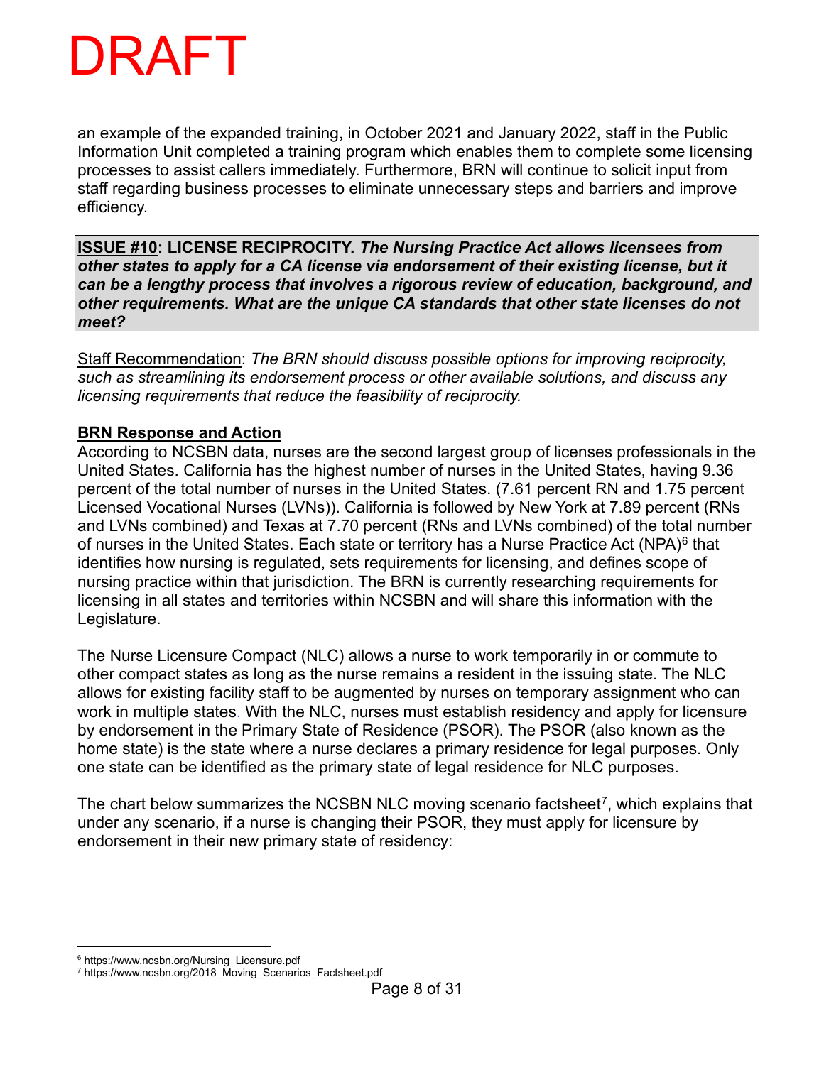DRAFT

an example of the expanded training, in October 2021 and January 2022, staff in the Public Information Unit completed a training program which enables them to complete some licensing processes to assist callers immediately. Furthermore, BRN will continue to solicit input from staff regarding business processes to eliminate unnecessary steps and barriers and improve efficiency.

**ISSUE #10: LICENSE RECIPROCITY.** ***The Nursing Practice Act allows licensees from other states to apply for a CA license via endorsement of their existing license, but it can be a lengthy process that involves a rigorous review of education, background, and other requirements. What are the unique CA standards that other state licenses do not meet?***

Staff Recommendation: *The BRN should discuss possible options for improving reciprocity, such as streamlining its endorsement process or other available solutions, and discuss any licensing requirements that reduce the feasibility of reciprocity.*

**BRN Response and Action**

According to NCSBN data, nurses are the second largest group of licenses professionals in the United States. California has the highest number of nurses in the United States, having 9.36 percent of the total number of nurses in the United States. (7.61 percent RN and 1.75 percent Licensed Vocational Nurses (LVNs)). California is followed by New York at 7.89 percent (RNs and LVNs combined) and Texas at 7.70 percent (RNs and LVNs combined) of the total number of nurses in the United States. Each state or territory has a Nurse Practice Act (NPA)[6] that identifies how nursing is regulated, sets requirements for licensing, and defines scope of nursing practice within that jurisdiction. The BRN is currently researching requirements for licensing in all states and territories within NCSBN and will share this information with the Legislature.

The Nurse Licensure Compact (NLC) allows a nurse to work temporarily in or commute to other compact states as long as the nurse remains a resident in the issuing state. The NLC allows for existing facility staff to be augmented by nurses on temporary assignment who can work in multiple states. With the NLC, nurses must establish residency and apply for licensure by endorsement in the Primary State of Residence (PSOR). The PSOR (also known as the home state) is the state where a nurse declares a primary residence for legal purposes. Only one state can be identified as the primary state of legal residence for NLC purposes.

The chart below summarizes the NCSBN NLC moving scenario factsheet[7], which explains that under any scenario, if a nurse is changing their PSOR, they must apply for licensure by endorsement in their new primary state of residency:

[6] https://www.ncsbn.org/Nursing_Licensure.pdf
[7] https://www.ncsbn.org/2018_Moving_Scenarios_Factsheet.pdf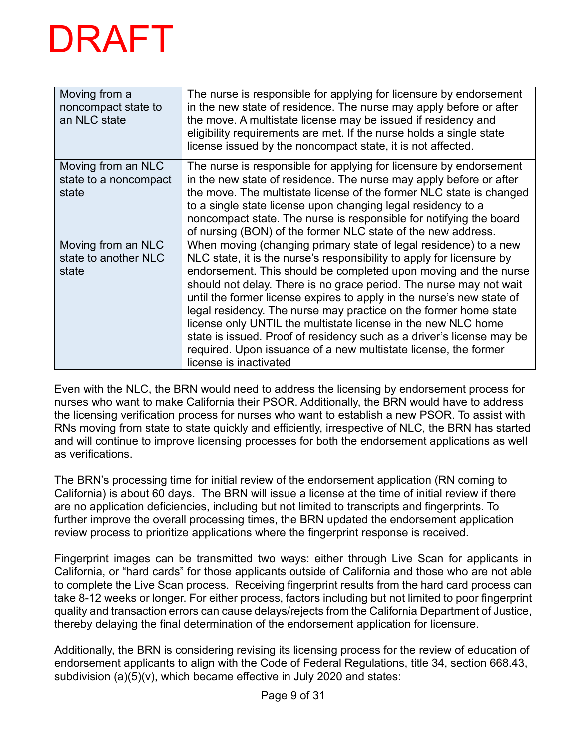DRAFT

| | |
|---|---|
| Moving from a noncompact state to an NLC state | The nurse is responsible for applying for licensure by endorsement in the new state of residence. The nurse may apply before or after the move. A multistate license may be issued if residency and eligibility requirements are met. If the nurse holds a single state license issued by the noncompact state, it is not affected. |
| Moving from an NLC state to a noncompact state | The nurse is responsible for applying for licensure by endorsement in the new state of residence. The nurse may apply before or after the move. The multistate license of the former NLC state is changed to a single state license upon changing legal residency to a noncompact state. The nurse is responsible for notifying the board of nursing (BON) of the former NLC state of the new address. |
| Moving from an NLC state to another NLC state | When moving (changing primary state of legal residence) to a new NLC state, it is the nurse's responsibility to apply for licensure by endorsement. This should be completed upon moving and the nurse should not delay. There is no grace period. The nurse may not wait until the former license expires to apply in the nurse's new state of legal residency. The nurse may practice on the former home state license only UNTIL the multistate license in the new NLC home state is issued. Proof of residency such as a driver's license may be required. Upon issuance of a new multistate license, the former license is inactivated |

Even with the NLC, the BRN would need to address the licensing by endorsement process for nurses who want to make California their PSOR. Additionally, the BRN would have to address the licensing verification process for nurses who want to establish a new PSOR. To assist with RNs moving from state to state quickly and efficiently, irrespective of NLC, the BRN has started and will continue to improve licensing processes for both the endorsement applications as well as verifications.

The BRN's processing time for initial review of the endorsement application (RN coming to California) is about 60 days. The BRN will issue a license at the time of initial review if there are no application deficiencies, including but not limited to transcripts and fingerprints. To further improve the overall processing times, the BRN updated the endorsement application review process to prioritize applications where the fingerprint response is received.

Fingerprint images can be transmitted two ways: either through Live Scan for applicants in California, or "hard cards" for those applicants outside of California and those who are not able to complete the Live Scan process. Receiving fingerprint results from the hard card process can take 8-12 weeks or longer. For either process, factors including but not limited to poor fingerprint quality and transaction errors can cause delays/rejects from the California Department of Justice, thereby delaying the final determination of the endorsement application for licensure.

Additionally, the BRN is considering revising its licensing process for the review of education of endorsement applicants to align with the Code of Federal Regulations, title 34, section 668.43, subdivision (a)(5)(v), which became effective in July 2020 and states: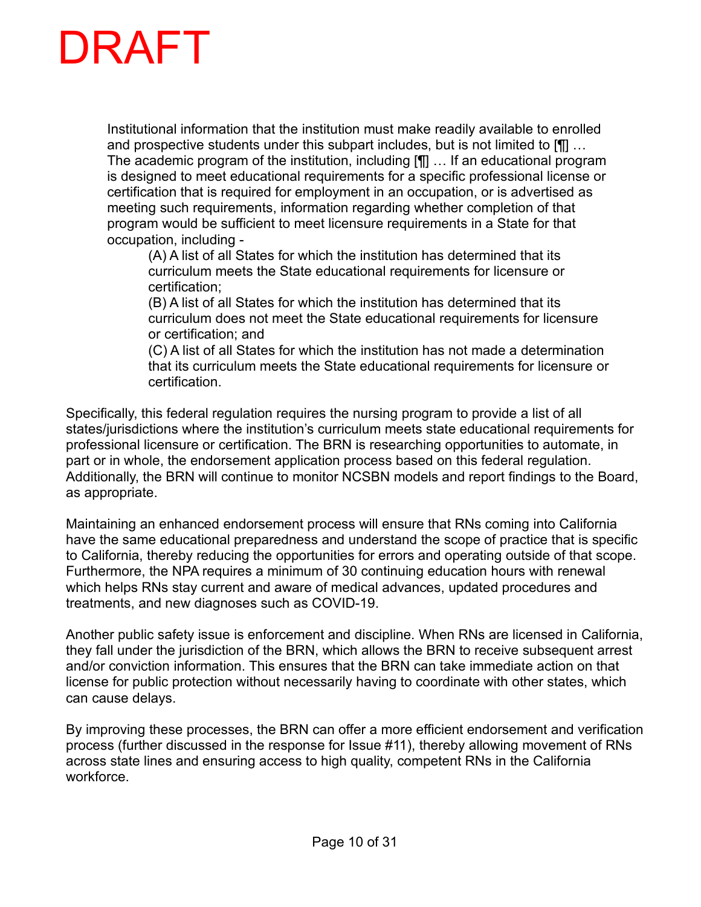DRAFT

> Institutional information that the institution must make readily available to enrolled and prospective students under this subpart includes, but is not limited to [¶] … The academic program of the institution, including [¶] … If an educational program is designed to meet educational requirements for a specific professional license or certification that is required for employment in an occupation, or is advertised as meeting such requirements, information regarding whether completion of that program would be sufficient to meet licensure requirements in a State for that occupation, including -
>
> > (A) A list of all States for which the institution has determined that its curriculum meets the State educational requirements for licensure or certification;
> > (B) A list of all States for which the institution has determined that its curriculum does not meet the State educational requirements for licensure or certification; and
> > (C) A list of all States for which the institution has not made a determination that its curriculum meets the State educational requirements for licensure or certification.

Specifically, this federal regulation requires the nursing program to provide a list of all states/jurisdictions where the institution's curriculum meets state educational requirements for professional licensure or certification. The BRN is researching opportunities to automate, in part or in whole, the endorsement application process based on this federal regulation. Additionally, the BRN will continue to monitor NCSBN models and report findings to the Board, as appropriate.

Maintaining an enhanced endorsement process will ensure that RNs coming into California have the same educational preparedness and understand the scope of practice that is specific to California, thereby reducing the opportunities for errors and operating outside of that scope. Furthermore, the NPA requires a minimum of 30 continuing education hours with renewal which helps RNs stay current and aware of medical advances, updated procedures and treatments, and new diagnoses such as COVID-19.

Another public safety issue is enforcement and discipline. When RNs are licensed in California, they fall under the jurisdiction of the BRN, which allows the BRN to receive subsequent arrest and/or conviction information. This ensures that the BRN can take immediate action on that license for public protection without necessarily having to coordinate with other states, which can cause delays.

By improving these processes, the BRN can offer a more efficient endorsement and verification process (further discussed in the response for Issue #11), thereby allowing movement of RNs across state lines and ensuring access to high quality, competent RNs in the California workforce.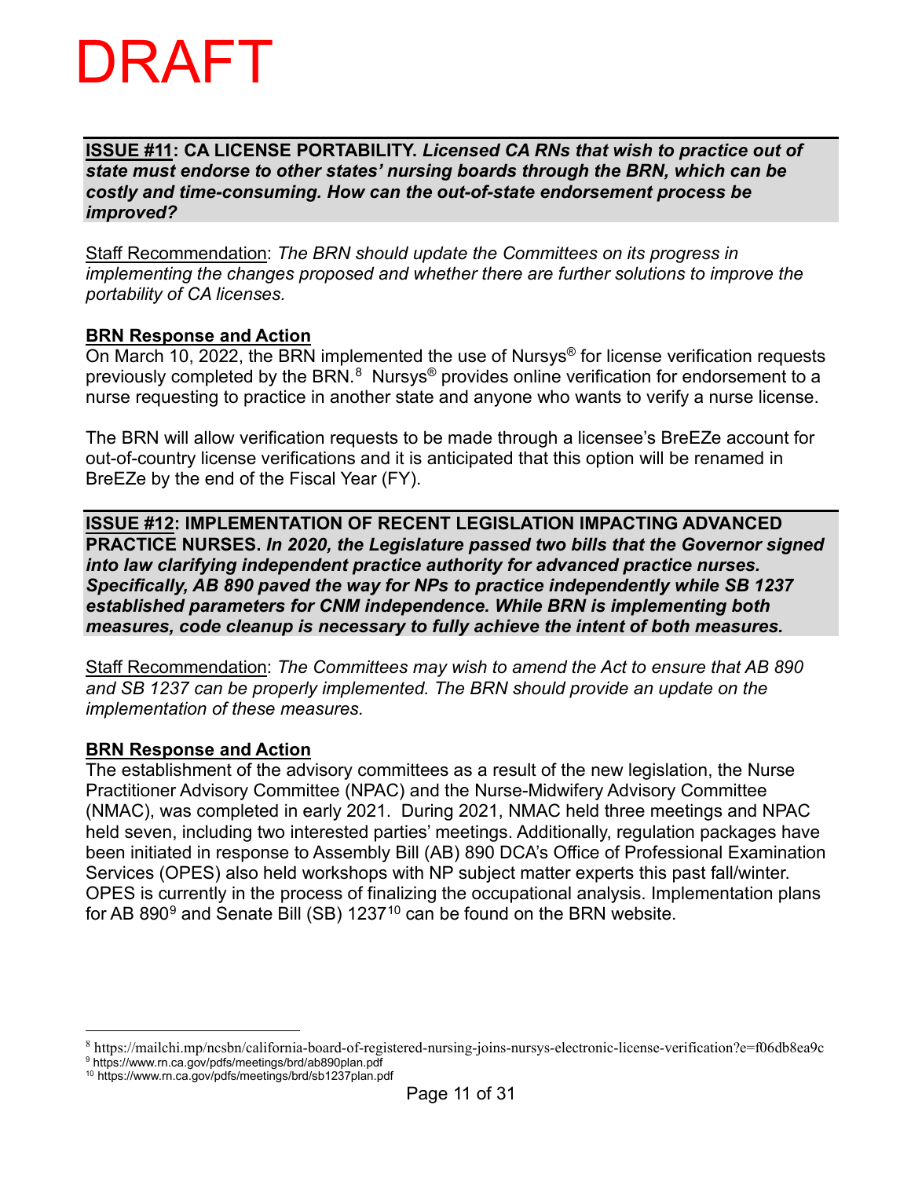DRAFT

**ISSUE #11: CA LICENSE PORTABILITY.** ***Licensed CA RNs that wish to practice out of state must endorse to other states' nursing boards through the BRN, which can be costly and time-consuming. How can the out-of-state endorsement process be improved?***

Staff Recommendation: *The BRN should update the Committees on its progress in implementing the changes proposed and whether there are further solutions to improve the portability of CA licenses.*

**BRN Response and Action**

On March 10, 2022, the BRN implemented the use of Nursys® for license verification requests previously completed by the BRN.[8] Nursys® provides online verification for endorsement to a nurse requesting to practice in another state and anyone who wants to verify a nurse license.

The BRN will allow verification requests to be made through a licensee's BreEZe account for out-of-country license verifications and it is anticipated that this option will be renamed in BreEZe by the end of the Fiscal Year (FY).

**ISSUE #12: IMPLEMENTATION OF RECENT LEGISLATION IMPACTING ADVANCED PRACTICE NURSES.** ***In 2020, the Legislature passed two bills that the Governor signed into law clarifying independent practice authority for advanced practice nurses. Specifically, AB 890 paved the way for NPs to practice independently while SB 1237 established parameters for CNM independence. While BRN is implementing both measures, code cleanup is necessary to fully achieve the intent of both measures.***

Staff Recommendation: *The Committees may wish to amend the Act to ensure that AB 890 and SB 1237 can be properly implemented. The BRN should provide an update on the implementation of these measures.*

**BRN Response and Action**

The establishment of the advisory committees as a result of the new legislation, the Nurse Practitioner Advisory Committee (NPAC) and the Nurse-Midwifery Advisory Committee (NMAC), was completed in early 2021. During 2021, NMAC held three meetings and NPAC held seven, including two interested parties' meetings. Additionally, regulation packages have been initiated in response to Assembly Bill (AB) 890 DCA's Office of Professional Examination Services (OPES) also held workshops with NP subject matter experts this past fall/winter. OPES is currently in the process of finalizing the occupational analysis. Implementation plans for AB 890[9] and Senate Bill (SB) 1237[10] can be found on the BRN website.

---

[8] https://mailchi.mp/ncsbn/california-board-of-registered-nursing-joins-nursys-electronic-license-verification?e=f06db8ea9c

[9] https://www.rn.ca.gov/pdfs/meetings/brd/ab890plan.pdf

[10] https://www.rn.ca.gov/pdfs/meetings/brd/sb1237plan.pdf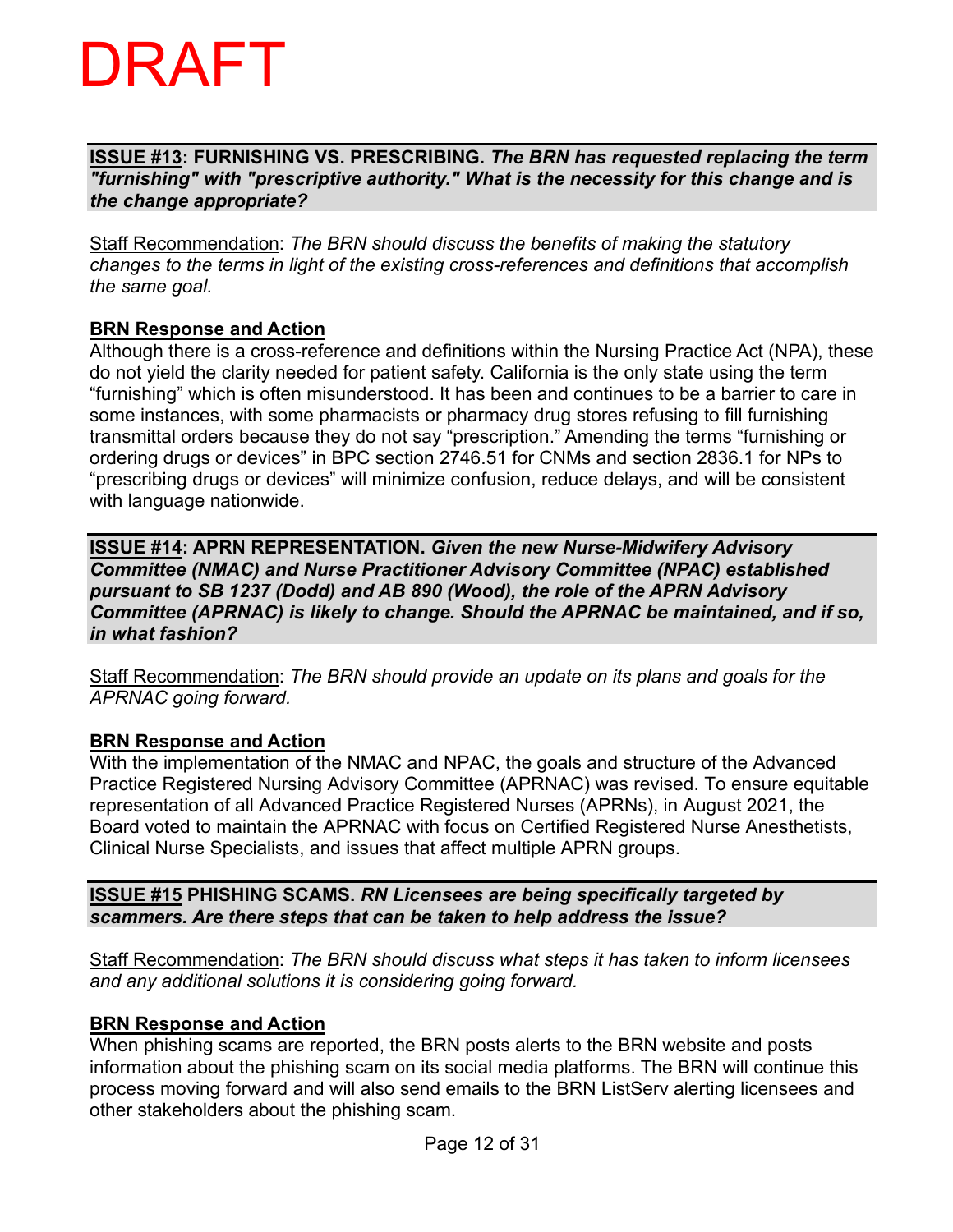DRAFT

**<u>ISSUE #13</u>: FURNISHING VS. PRESCRIBING.** ***The BRN has requested replacing the term "furnishing" with "prescriptive authority." What is the necessity for this change and is the change appropriate?***

<u>Staff Recommendation</u>: *The BRN should discuss the benefits of making the statutory changes to the terms in light of the existing cross-references and definitions that accomplish the same goal.*

**<u>BRN Response and Action</u>**

Although there is a cross-reference and definitions within the Nursing Practice Act (NPA), these do not yield the clarity needed for patient safety. California is the only state using the term "furnishing" which is often misunderstood. It has been and continues to be a barrier to care in some instances, with some pharmacists or pharmacy drug stores refusing to fill furnishing transmittal orders because they do not say "prescription." Amending the terms "furnishing or ordering drugs or devices" in BPC section 2746.51 for CNMs and section 2836.1 for NPs to "prescribing drugs or devices" will minimize confusion, reduce delays, and will be consistent with language nationwide.

**<u>ISSUE #14</u>: APRN REPRESENTATION.** ***Given the new Nurse-Midwifery Advisory Committee (NMAC) and Nurse Practitioner Advisory Committee (NPAC) established pursuant to SB 1237 (Dodd) and AB 890 (Wood), the role of the APRN Advisory Committee (APRNAC) is likely to change. Should the APRNAC be maintained, and if so, in what fashion?***

<u>Staff Recommendation</u>: *The BRN should provide an update on its plans and goals for the APRNAC going forward.*

**<u>BRN Response and Action</u>**

With the implementation of the NMAC and NPAC, the goals and structure of the Advanced Practice Registered Nursing Advisory Committee (APRNAC) was revised. To ensure equitable representation of all Advanced Practice Registered Nurses (APRNs), in August 2021, the Board voted to maintain the APRNAC with focus on Certified Registered Nurse Anesthetists, Clinical Nurse Specialists, and issues that affect multiple APRN groups.

**<u>ISSUE #15</u> PHISHING SCAMS.** ***RN Licensees are being specifically targeted by scammers. Are there steps that can be taken to help address the issue?***

<u>Staff Recommendation</u>: *The BRN should discuss what steps it has taken to inform licensees and any additional solutions it is considering going forward.*

**<u>BRN Response and Action</u>**

When phishing scams are reported, the BRN posts alerts to the BRN website and posts information about the phishing scam on its social media platforms. The BRN will continue this process moving forward and will also send emails to the BRN ListServ alerting licensees and other stakeholders about the phishing scam.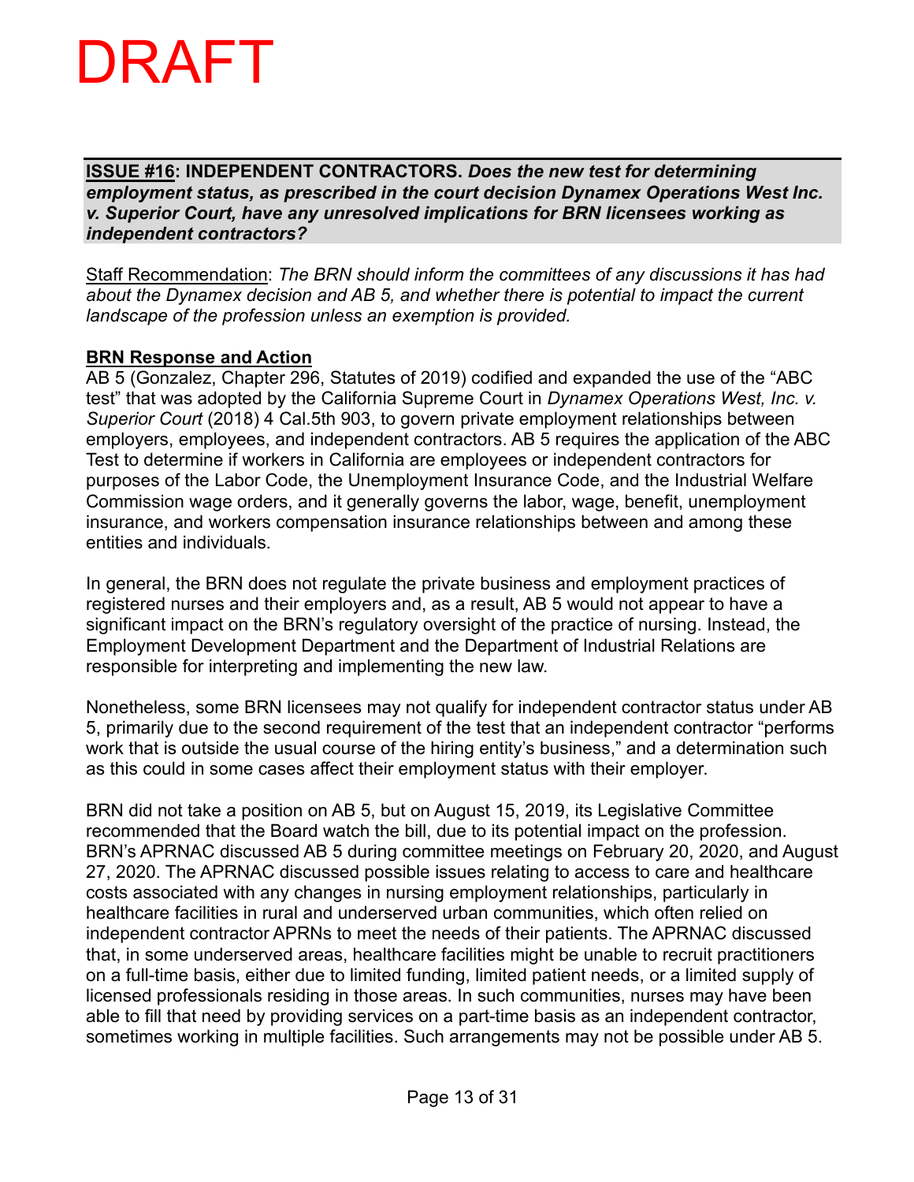DRAFT

**ISSUE #16: INDEPENDENT CONTRACTORS.** ***Does the new test for determining employment status, as prescribed in the court decision Dynamex Operations West Inc. v. Superior Court, have any unresolved implications for BRN licensees working as independent contractors?***

Staff Recommendation: *The BRN should inform the committees of any discussions it has had about the Dynamex decision and AB 5, and whether there is potential to impact the current landscape of the profession unless an exemption is provided.*

**BRN Response and Action**

AB 5 (Gonzalez, Chapter 296, Statutes of 2019) codified and expanded the use of the "ABC test" that was adopted by the California Supreme Court in *Dynamex Operations West, Inc. v. Superior Court* (2018) 4 Cal.5th 903, to govern private employment relationships between employers, employees, and independent contractors. AB 5 requires the application of the ABC Test to determine if workers in California are employees or independent contractors for purposes of the Labor Code, the Unemployment Insurance Code, and the Industrial Welfare Commission wage orders, and it generally governs the labor, wage, benefit, unemployment insurance, and workers compensation insurance relationships between and among these entities and individuals.

In general, the BRN does not regulate the private business and employment practices of registered nurses and their employers and, as a result, AB 5 would not appear to have a significant impact on the BRN's regulatory oversight of the practice of nursing. Instead, the Employment Development Department and the Department of Industrial Relations are responsible for interpreting and implementing the new law.

Nonetheless, some BRN licensees may not qualify for independent contractor status under AB 5, primarily due to the second requirement of the test that an independent contractor "performs work that is outside the usual course of the hiring entity's business," and a determination such as this could in some cases affect their employment status with their employer.

BRN did not take a position on AB 5, but on August 15, 2019, its Legislative Committee recommended that the Board watch the bill, due to its potential impact on the profession. BRN's APRNAC discussed AB 5 during committee meetings on February 20, 2020, and August 27, 2020. The APRNAC discussed possible issues relating to access to care and healthcare costs associated with any changes in nursing employment relationships, particularly in healthcare facilities in rural and underserved urban communities, which often relied on independent contractor APRNs to meet the needs of their patients. The APRNAC discussed that, in some underserved areas, healthcare facilities might be unable to recruit practitioners on a full-time basis, either due to limited funding, limited patient needs, or a limited supply of licensed professionals residing in those areas. In such communities, nurses may have been able to fill that need by providing services on a part-time basis as an independent contractor, sometimes working in multiple facilities. Such arrangements may not be possible under AB 5.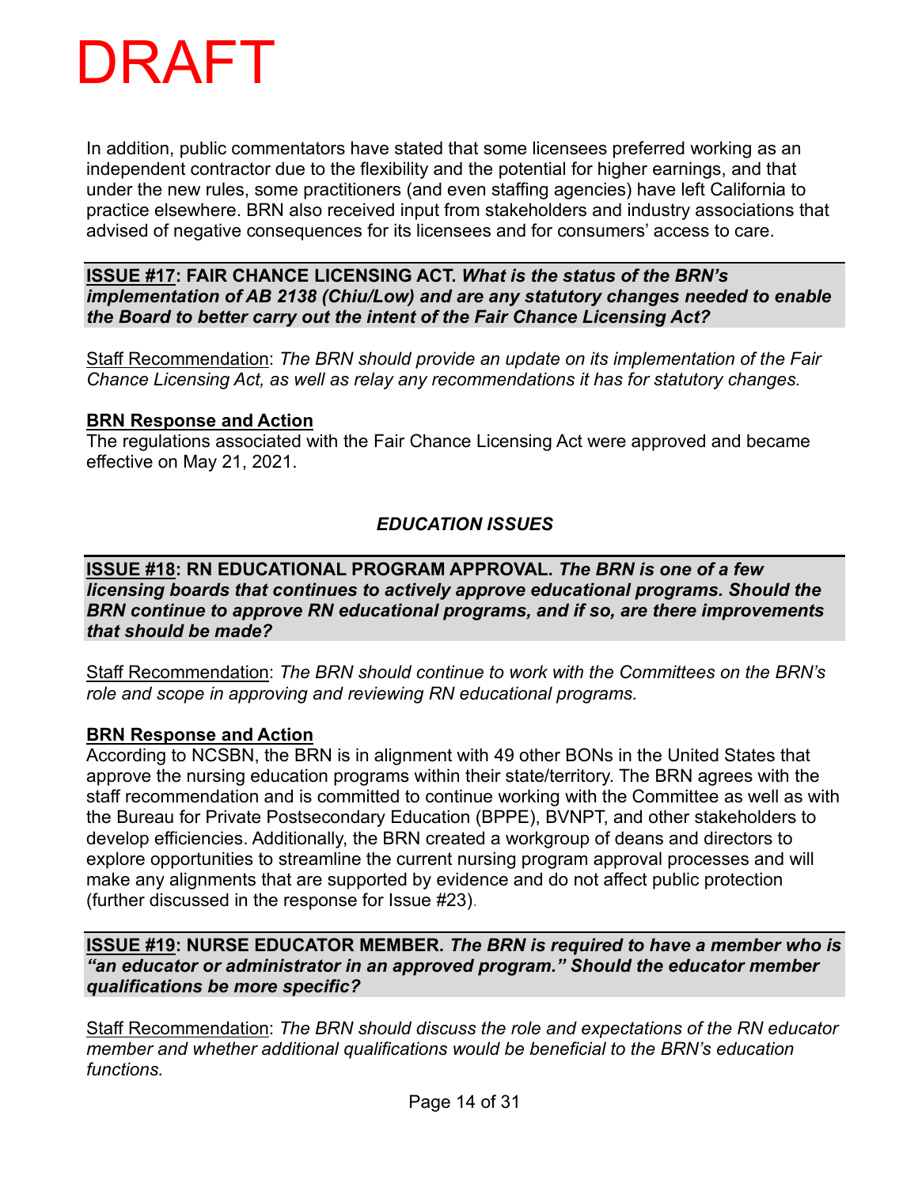DRAFT

In addition, public commentators have stated that some licensees preferred working as an independent contractor due to the flexibility and the potential for higher earnings, and that under the new rules, some practitioners (and even staffing agencies) have left California to practice elsewhere. BRN also received input from stakeholders and industry associations that advised of negative consequences for its licensees and for consumers' access to care.

**<u>ISSUE #17</u>: FAIR CHANCE LICENSING ACT.** ***What is the status of the BRN's implementation of AB 2138 (Chiu/Low) and are any statutory changes needed to enable the Board to better carry out the intent of the Fair Chance Licensing Act?***

<u>Staff Recommendation</u>: *The BRN should provide an update on its implementation of the Fair Chance Licensing Act, as well as relay any recommendations it has for statutory changes.*

**<u>BRN Response and Action</u>**

The regulations associated with the Fair Chance Licensing Act were approved and became effective on May 21, 2021.

## *EDUCATION ISSUES*

**<u>ISSUE #18</u>: RN EDUCATIONAL PROGRAM APPROVAL.** ***The BRN is one of a few licensing boards that continues to actively approve educational programs. Should the BRN continue to approve RN educational programs, and if so, are there improvements that should be made?***

<u>Staff Recommendation</u>: *The BRN should continue to work with the Committees on the BRN's role and scope in approving and reviewing RN educational programs.*

**<u>BRN Response and Action</u>**

According to NCSBN, the BRN is in alignment with 49 other BONs in the United States that approve the nursing education programs within their state/territory. The BRN agrees with the staff recommendation and is committed to continue working with the Committee as well as with the Bureau for Private Postsecondary Education (BPPE), BVNPT, and other stakeholders to develop efficiencies. Additionally, the BRN created a workgroup of deans and directors to explore opportunities to streamline the current nursing program approval processes and will make any alignments that are supported by evidence and do not affect public protection (further discussed in the response for Issue #23).

**<u>ISSUE #19</u>: NURSE EDUCATOR MEMBER.** ***The BRN is required to have a member who is "an educator or administrator in an approved program." Should the educator member qualifications be more specific?***

<u>Staff Recommendation</u>: *The BRN should discuss the role and expectations of the RN educator member and whether additional qualifications would be beneficial to the BRN's education functions.*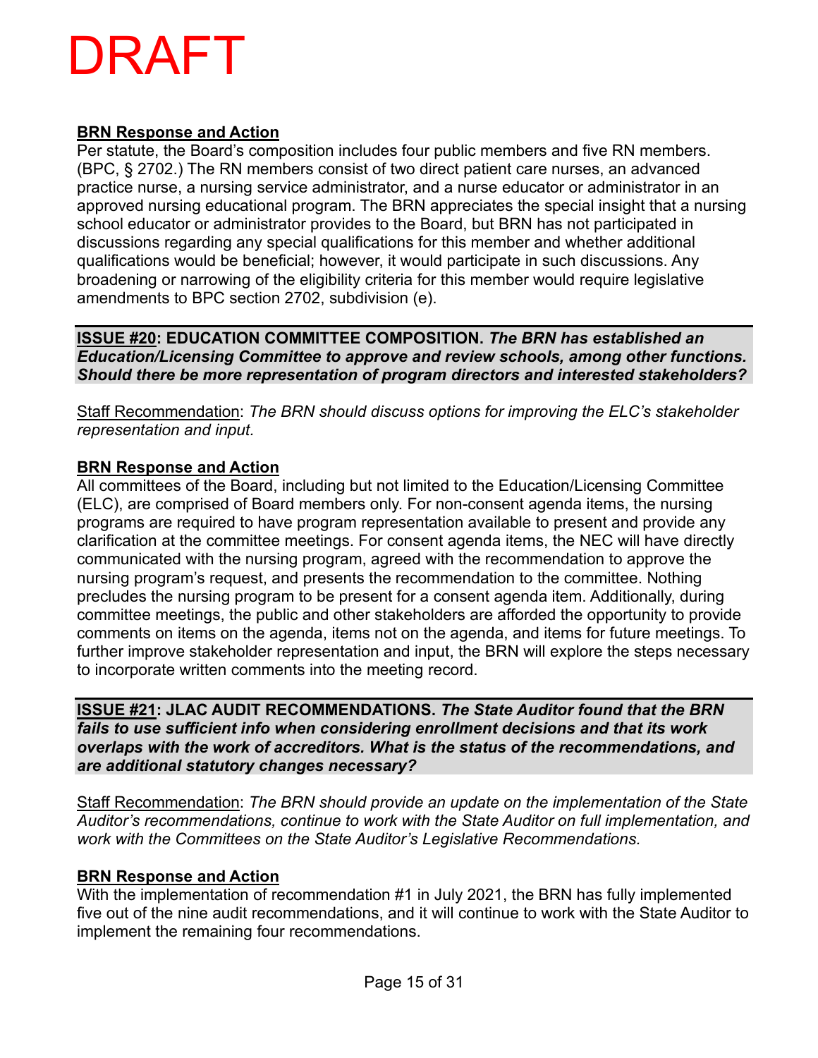DRAFT

**BRN Response and Action**

Per statute, the Board's composition includes four public members and five RN members. (BPC, § 2702.) The RN members consist of two direct patient care nurses, an advanced practice nurse, a nursing service administrator, and a nurse educator or administrator in an approved nursing educational program. The BRN appreciates the special insight that a nursing school educator or administrator provides to the Board, but BRN has not participated in discussions regarding any special qualifications for this member and whether additional qualifications would be beneficial; however, it would participate in such discussions. Any broadening or narrowing of the eligibility criteria for this member would require legislative amendments to BPC section 2702, subdivision (e).

**ISSUE #20: EDUCATION COMMITTEE COMPOSITION.** ***The BRN has established an Education/Licensing Committee to approve and review schools, among other functions. Should there be more representation of program directors and interested stakeholders?***

Staff Recommendation: *The BRN should discuss options for improving the ELC's stakeholder representation and input.*

**BRN Response and Action**

All committees of the Board, including but not limited to the Education/Licensing Committee (ELC), are comprised of Board members only. For non-consent agenda items, the nursing programs are required to have program representation available to present and provide any clarification at the committee meetings. For consent agenda items, the NEC will have directly communicated with the nursing program, agreed with the recommendation to approve the nursing program's request, and presents the recommendation to the committee. Nothing precludes the nursing program to be present for a consent agenda item. Additionally, during committee meetings, the public and other stakeholders are afforded the opportunity to provide comments on items on the agenda, items not on the agenda, and items for future meetings. To further improve stakeholder representation and input, the BRN will explore the steps necessary to incorporate written comments into the meeting record.

**ISSUE #21: JLAC AUDIT RECOMMENDATIONS.** ***The State Auditor found that the BRN fails to use sufficient info when considering enrollment decisions and that its work overlaps with the work of accreditors. What is the status of the recommendations, and are additional statutory changes necessary?***

Staff Recommendation: *The BRN should provide an update on the implementation of the State Auditor's recommendations, continue to work with the State Auditor on full implementation, and work with the Committees on the State Auditor's Legislative Recommendations.*

**BRN Response and Action**

With the implementation of recommendation #1 in July 2021, the BRN has fully implemented five out of the nine audit recommendations, and it will continue to work with the State Auditor to implement the remaining four recommendations.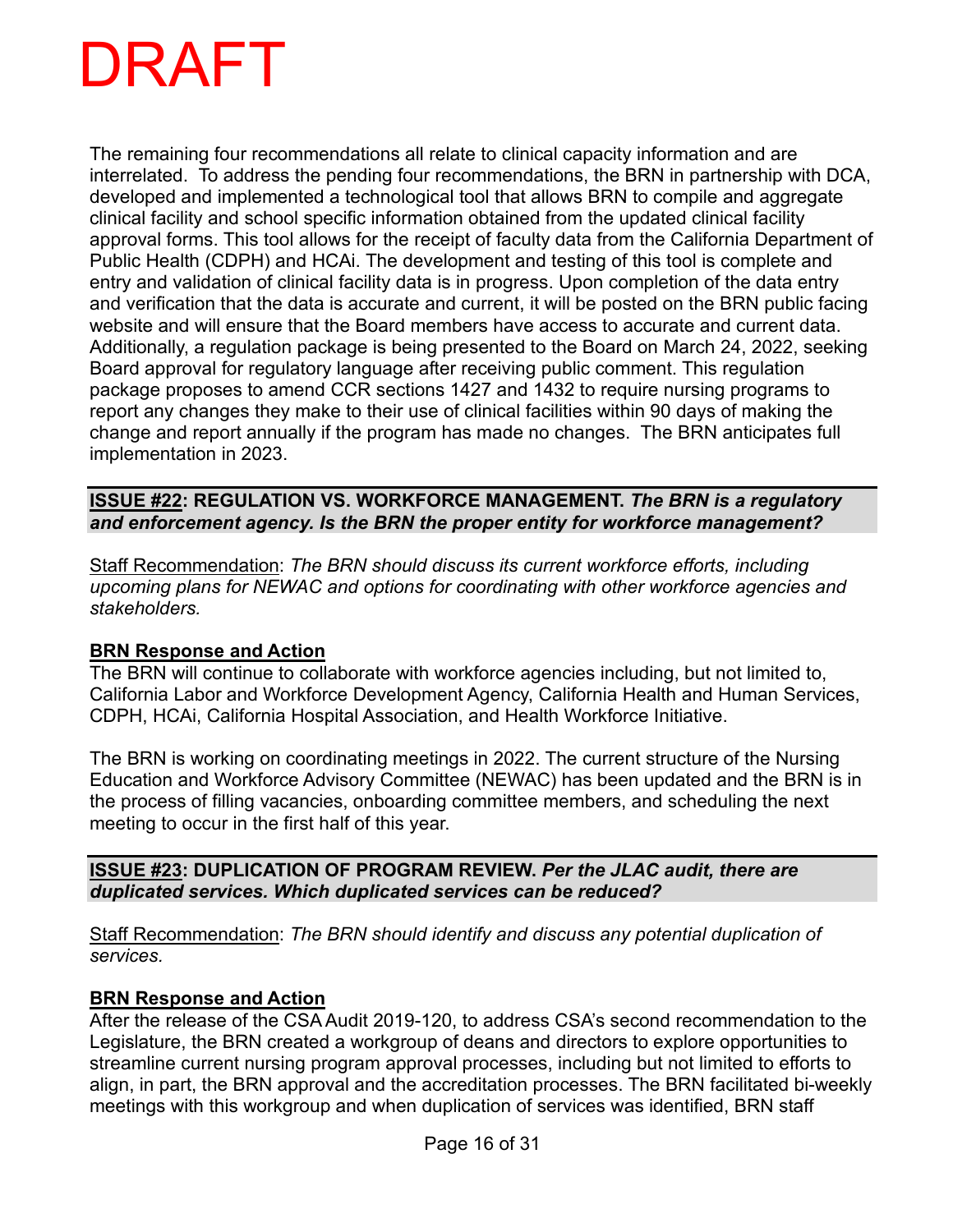DRAFT

The remaining four recommendations all relate to clinical capacity information and are interrelated. To address the pending four recommendations, the BRN in partnership with DCA, developed and implemented a technological tool that allows BRN to compile and aggregate clinical facility and school specific information obtained from the updated clinical facility approval forms. This tool allows for the receipt of faculty data from the California Department of Public Health (CDPH) and HCAi. The development and testing of this tool is complete and entry and validation of clinical facility data is in progress. Upon completion of the data entry and verification that the data is accurate and current, it will be posted on the BRN public facing website and will ensure that the Board members have access to accurate and current data. Additionally, a regulation package is being presented to the Board on March 24, 2022, seeking Board approval for regulatory language after receiving public comment. This regulation package proposes to amend CCR sections 1427 and 1432 to require nursing programs to report any changes they make to their use of clinical facilities within 90 days of making the change and report annually if the program has made no changes. The BRN anticipates full implementation in 2023.

**ISSUE #22: REGULATION VS. WORKFORCE MANAGEMENT.** ***The BRN is a regulatory and enforcement agency. Is the BRN the proper entity for workforce management?***

Staff Recommendation: *The BRN should discuss its current workforce efforts, including upcoming plans for NEWAC and options for coordinating with other workforce agencies and stakeholders.*

**BRN Response and Action**

The BRN will continue to collaborate with workforce agencies including, but not limited to, California Labor and Workforce Development Agency, California Health and Human Services, CDPH, HCAi, California Hospital Association, and Health Workforce Initiative.

The BRN is working on coordinating meetings in 2022. The current structure of the Nursing Education and Workforce Advisory Committee (NEWAC) has been updated and the BRN is in the process of filling vacancies, onboarding committee members, and scheduling the next meeting to occur in the first half of this year.

**ISSUE #23: DUPLICATION OF PROGRAM REVIEW.** ***Per the JLAC audit, there are duplicated services. Which duplicated services can be reduced?***

Staff Recommendation: *The BRN should identify and discuss any potential duplication of services.*

**BRN Response and Action**

After the release of the CSA Audit 2019-120, to address CSA's second recommendation to the Legislature, the BRN created a workgroup of deans and directors to explore opportunities to streamline current nursing program approval processes, including but not limited to efforts to align, in part, the BRN approval and the accreditation processes. The BRN facilitated bi-weekly meetings with this workgroup and when duplication of services was identified, BRN staff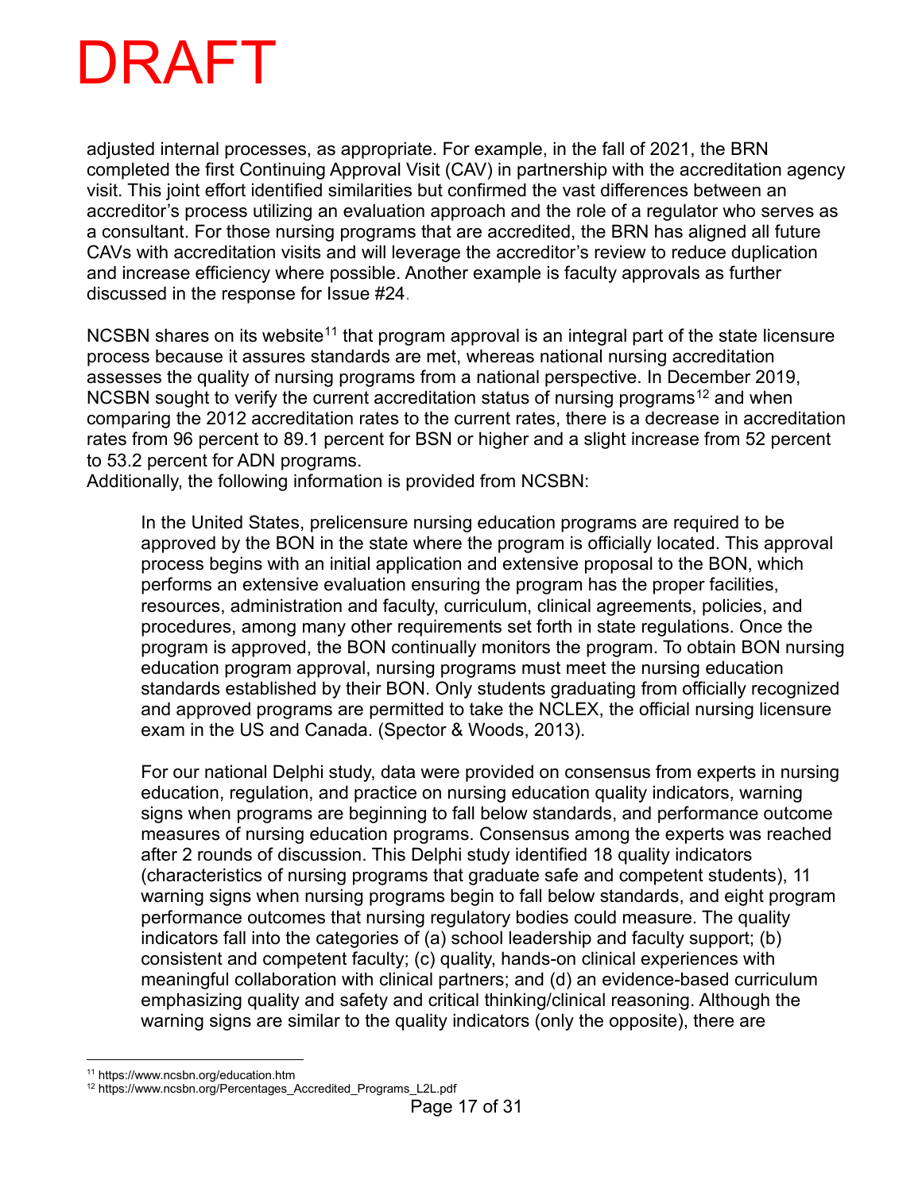DRAFT

adjusted internal processes, as appropriate. For example, in the fall of 2021, the BRN completed the first Continuing Approval Visit (CAV) in partnership with the accreditation agency visit. This joint effort identified similarities but confirmed the vast differences between an accreditor's process utilizing an evaluation approach and the role of a regulator who serves as a consultant. For those nursing programs that are accredited, the BRN has aligned all future CAVs with accreditation visits and will leverage the accreditor's review to reduce duplication and increase efficiency where possible. Another example is faculty approvals as further discussed in the response for Issue #24.

NCSBN shares on its website[11] that program approval is an integral part of the state licensure process because it assures standards are met, whereas national nursing accreditation assesses the quality of nursing programs from a national perspective. In December 2019, NCSBN sought to verify the current accreditation status of nursing programs[12] and when comparing the 2012 accreditation rates to the current rates, there is a decrease in accreditation rates from 96 percent to 89.1 percent for BSN or higher and a slight increase from 52 percent to 53.2 percent for ADN programs.
Additionally, the following information is provided from NCSBN:

> In the United States, prelicensure nursing education programs are required to be approved by the BON in the state where the program is officially located. This approval process begins with an initial application and extensive proposal to the BON, which performs an extensive evaluation ensuring the program has the proper facilities, resources, administration and faculty, curriculum, clinical agreements, policies, and procedures, among many other requirements set forth in state regulations. Once the program is approved, the BON continually monitors the program. To obtain BON nursing education program approval, nursing programs must meet the nursing education standards established by their BON. Only students graduating from officially recognized and approved programs are permitted to take the NCLEX, the official nursing licensure exam in the US and Canada. (Spector & Woods, 2013).
>
> For our national Delphi study, data were provided on consensus from experts in nursing education, regulation, and practice on nursing education quality indicators, warning signs when programs are beginning to fall below standards, and performance outcome measures of nursing education programs. Consensus among the experts was reached after 2 rounds of discussion. This Delphi study identified 18 quality indicators (characteristics of nursing programs that graduate safe and competent students), 11 warning signs when nursing programs begin to fall below standards, and eight program performance outcomes that nursing regulatory bodies could measure. The quality indicators fall into the categories of (a) school leadership and faculty support; (b) consistent and competent faculty; (c) quality, hands-on clinical experiences with meaningful collaboration with clinical partners; and (d) an evidence-based curriculum emphasizing quality and safety and critical thinking/clinical reasoning. Although the warning signs are similar to the quality indicators (only the opposite), there are

[11] https://www.ncsbn.org/education.htm
[12] https://www.ncsbn.org/Percentages_Accredited_Programs_L2L.pdf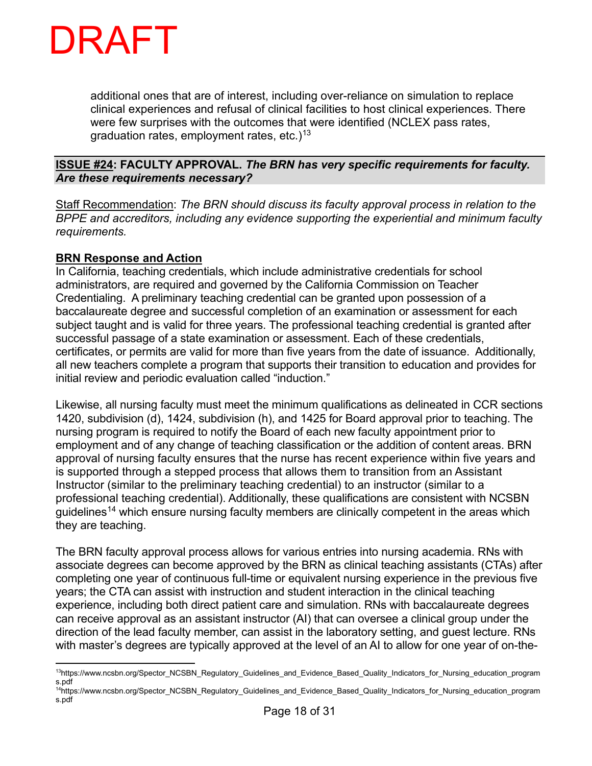# DRAFT

additional ones that are of interest, including over-reliance on simulation to replace clinical experiences and refusal of clinical facilities to host clinical experiences. There were few surprises with the outcomes that were identified (NCLEX pass rates, graduation rates, employment rates, etc.)[13]

**ISSUE #24: FACULTY APPROVAL.** ***The BRN has very specific requirements for faculty. Are these requirements necessary?***

Staff Recommendation: *The BRN should discuss its faculty approval process in relation to the BPPE and accreditors, including any evidence supporting the experiential and minimum faculty requirements.*

**BRN Response and Action**

In California, teaching credentials, which include administrative credentials for school administrators, are required and governed by the California Commission on Teacher Credentialing. A preliminary teaching credential can be granted upon possession of a baccalaureate degree and successful completion of an examination or assessment for each subject taught and is valid for three years. The professional teaching credential is granted after successful passage of a state examination or assessment. Each of these credentials, certificates, or permits are valid for more than five years from the date of issuance. Additionally, all new teachers complete a program that supports their transition to education and provides for initial review and periodic evaluation called "induction."

Likewise, all nursing faculty must meet the minimum qualifications as delineated in CCR sections 1420, subdivision (d), 1424, subdivision (h), and 1425 for Board approval prior to teaching. The nursing program is required to notify the Board of each new faculty appointment prior to employment and of any change of teaching classification or the addition of content areas. BRN approval of nursing faculty ensures that the nurse has recent experience within five years and is supported through a stepped process that allows them to transition from an Assistant Instructor (similar to the preliminary teaching credential) to an instructor (similar to a professional teaching credential). Additionally, these qualifications are consistent with NCSBN guidelines[14] which ensure nursing faculty members are clinically competent in the areas which they are teaching.

The BRN faculty approval process allows for various entries into nursing academia. RNs with associate degrees can become approved by the BRN as clinical teaching assistants (CTAs) after completing one year of continuous full-time or equivalent nursing experience in the previous five years; the CTA can assist with instruction and student interaction in the clinical teaching experience, including both direct patient care and simulation. RNs with baccalaureate degrees can receive approval as an assistant instructor (AI) that can oversee a clinical group under the direction of the lead faculty member, can assist in the laboratory setting, and guest lecture. RNs with master's degrees are typically approved at the level of an AI to allow for one year of on-the-

[13] https://www.ncsbn.org/Spector_NCSBN_Regulatory_Guidelines_and_Evidence_Based_Quality_Indicators_for_Nursing_education_programs.pdf

[14] https://www.ncsbn.org/Spector_NCSBN_Regulatory_Guidelines_and_Evidence_Based_Quality_Indicators_for_Nursing_education_programs.pdf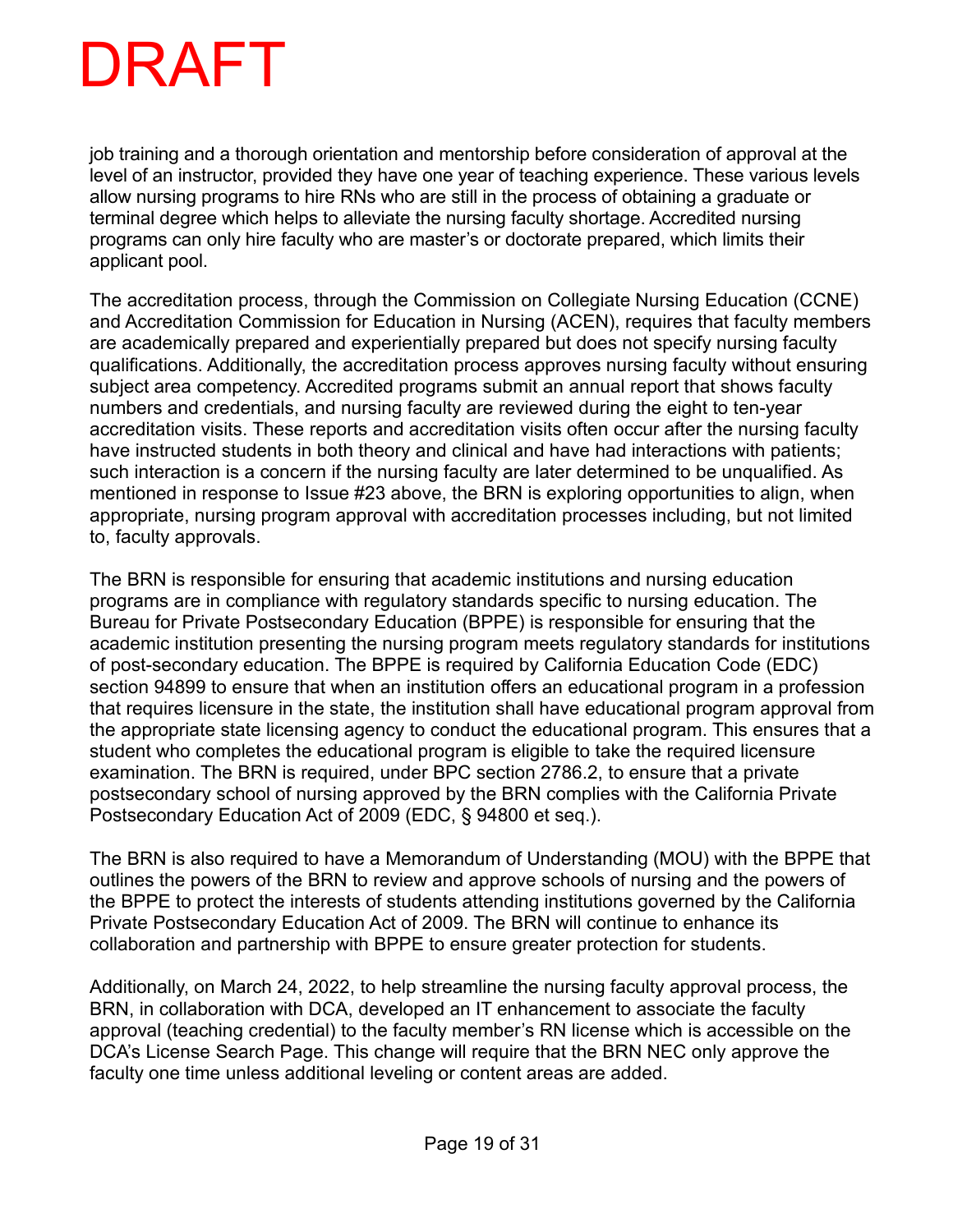DRAFT

job training and a thorough orientation and mentorship before consideration of approval at the level of an instructor, provided they have one year of teaching experience. These various levels allow nursing programs to hire RNs who are still in the process of obtaining a graduate or terminal degree which helps to alleviate the nursing faculty shortage. Accredited nursing programs can only hire faculty who are master's or doctorate prepared, which limits their applicant pool.

The accreditation process, through the Commission on Collegiate Nursing Education (CCNE) and Accreditation Commission for Education in Nursing (ACEN), requires that faculty members are academically prepared and experientially prepared but does not specify nursing faculty qualifications. Additionally, the accreditation process approves nursing faculty without ensuring subject area competency. Accredited programs submit an annual report that shows faculty numbers and credentials, and nursing faculty are reviewed during the eight to ten-year accreditation visits. These reports and accreditation visits often occur after the nursing faculty have instructed students in both theory and clinical and have had interactions with patients; such interaction is a concern if the nursing faculty are later determined to be unqualified. As mentioned in response to Issue #23 above, the BRN is exploring opportunities to align, when appropriate, nursing program approval with accreditation processes including, but not limited to, faculty approvals.

The BRN is responsible for ensuring that academic institutions and nursing education programs are in compliance with regulatory standards specific to nursing education. The Bureau for Private Postsecondary Education (BPPE) is responsible for ensuring that the academic institution presenting the nursing program meets regulatory standards for institutions of post-secondary education. The BPPE is required by California Education Code (EDC) section 94899 to ensure that when an institution offers an educational program in a profession that requires licensure in the state, the institution shall have educational program approval from the appropriate state licensing agency to conduct the educational program. This ensures that a student who completes the educational program is eligible to take the required licensure examination. The BRN is required, under BPC section 2786.2, to ensure that a private postsecondary school of nursing approved by the BRN complies with the California Private Postsecondary Education Act of 2009 (EDC, § 94800 et seq.).

The BRN is also required to have a Memorandum of Understanding (MOU) with the BPPE that outlines the powers of the BRN to review and approve schools of nursing and the powers of the BPPE to protect the interests of students attending institutions governed by the California Private Postsecondary Education Act of 2009. The BRN will continue to enhance its collaboration and partnership with BPPE to ensure greater protection for students.

Additionally, on March 24, 2022, to help streamline the nursing faculty approval process, the BRN, in collaboration with DCA, developed an IT enhancement to associate the faculty approval (teaching credential) to the faculty member's RN license which is accessible on the DCA's License Search Page. This change will require that the BRN NEC only approve the faculty one time unless additional leveling or content areas are added.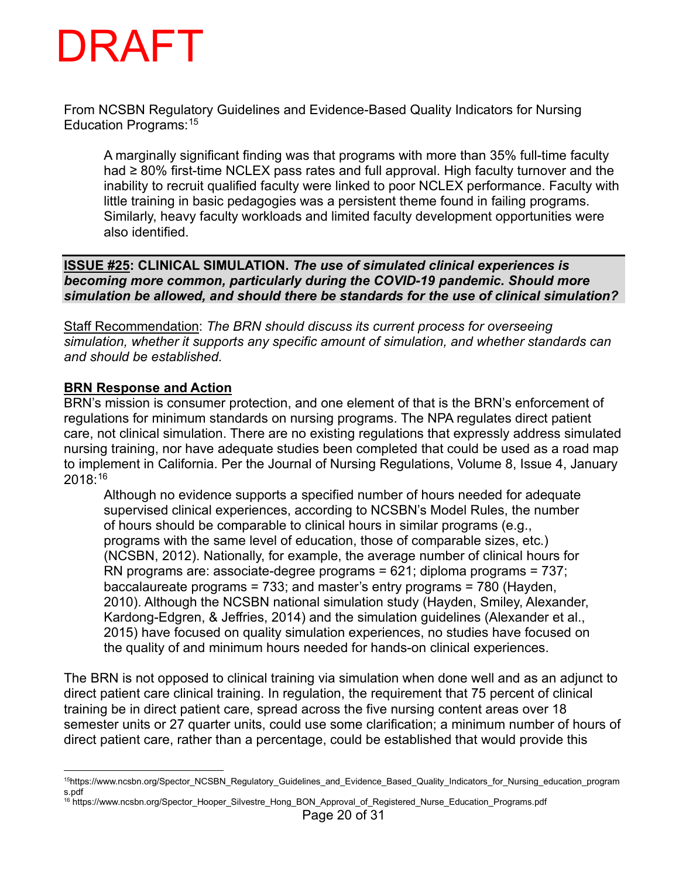DRAFT

From NCSBN Regulatory Guidelines and Evidence-Based Quality Indicators for Nursing Education Programs:[15]

> A marginally significant finding was that programs with more than 35% full-time faculty had ≥ 80% first-time NCLEX pass rates and full approval. High faculty turnover and the inability to recruit qualified faculty were linked to poor NCLEX performance. Faculty with little training in basic pedagogies was a persistent theme found in failing programs. Similarly, heavy faculty workloads and limited faculty development opportunities were also identified.

**ISSUE #25: CLINICAL SIMULATION.** ***The use of simulated clinical experiences is becoming more common, particularly during the COVID-19 pandemic. Should more simulation be allowed, and should there be standards for the use of clinical simulation?***

Staff Recommendation: *The BRN should discuss its current process for overseeing simulation, whether it supports any specific amount of simulation, and whether standards can and should be established.*

**BRN Response and Action**

BRN's mission is consumer protection, and one element of that is the BRN's enforcement of regulations for minimum standards on nursing programs. The NPA regulates direct patient care, not clinical simulation. There are no existing regulations that expressly address simulated nursing training, nor have adequate studies been completed that could be used as a road map to implement in California. Per the Journal of Nursing Regulations, Volume 8, Issue 4, January 2018:[16]

> Although no evidence supports a specified number of hours needed for adequate supervised clinical experiences, according to NCSBN's Model Rules, the number of hours should be comparable to clinical hours in similar programs (e.g., programs with the same level of education, those of comparable sizes, etc.) (NCSBN, 2012). Nationally, for example, the average number of clinical hours for RN programs are: associate-degree programs = 621; diploma programs = 737; baccalaureate programs = 733; and master's entry programs = 780 (Hayden, 2010). Although the NCSBN national simulation study (Hayden, Smiley, Alexander, Kardong-Edgren, & Jeffries, 2014) and the simulation guidelines (Alexander et al., 2015) have focused on quality simulation experiences, no studies have focused on the quality of and minimum hours needed for hands-on clinical experiences.

The BRN is not opposed to clinical training via simulation when done well and as an adjunct to direct patient care clinical training. In regulation, the requirement that 75 percent of clinical training be in direct patient care, spread across the five nursing content areas over 18 semester units or 27 quarter units, could use some clarification; a minimum number of hours of direct patient care, rather than a percentage, could be established that would provide this

---

[15] https://www.ncsbn.org/Spector_NCSBN_Regulatory_Guidelines_and_Evidence_Based_Quality_Indicators_for_Nursing_education_programs.pdf

[16] https://www.ncsbn.org/Spector_Hooper_Silvestre_Hong_BON_Approval_of_Registered_Nurse_Education_Programs.pdf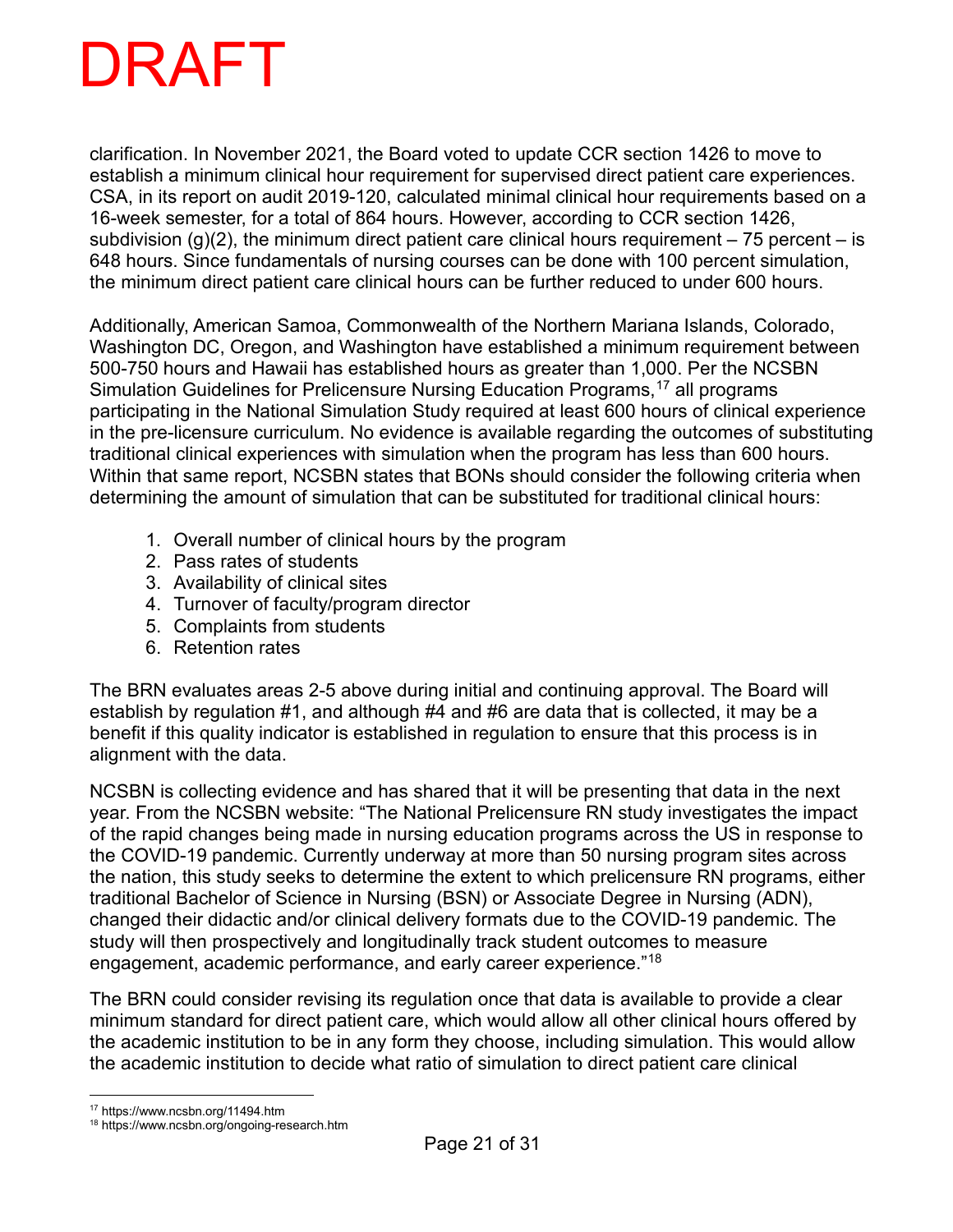# DRAFT

clarification. In November 2021, the Board voted to update CCR section 1426 to move to establish a minimum clinical hour requirement for supervised direct patient care experiences. CSA, in its report on audit 2019-120, calculated minimal clinical hour requirements based on a 16-week semester, for a total of 864 hours. However, according to CCR section 1426, subdivision (g)(2), the minimum direct patient care clinical hours requirement – 75 percent – is 648 hours. Since fundamentals of nursing courses can be done with 100 percent simulation, the minimum direct patient care clinical hours can be further reduced to under 600 hours.

Additionally, American Samoa, Commonwealth of the Northern Mariana Islands, Colorado, Washington DC, Oregon, and Washington have established a minimum requirement between 500-750 hours and Hawaii has established hours as greater than 1,000. Per the NCSBN Simulation Guidelines for Prelicensure Nursing Education Programs,[17] all programs participating in the National Simulation Study required at least 600 hours of clinical experience in the pre-licensure curriculum. No evidence is available regarding the outcomes of substituting traditional clinical experiences with simulation when the program has less than 600 hours. Within that same report, NCSBN states that BONs should consider the following criteria when determining the amount of simulation that can be substituted for traditional clinical hours:

1. Overall number of clinical hours by the program
2. Pass rates of students
3. Availability of clinical sites
4. Turnover of faculty/program director
5. Complaints from students
6. Retention rates

The BRN evaluates areas 2-5 above during initial and continuing approval. The Board will establish by regulation #1, and although #4 and #6 are data that is collected, it may be a benefit if this quality indicator is established in regulation to ensure that this process is in alignment with the data.

NCSBN is collecting evidence and has shared that it will be presenting that data in the next year. From the NCSBN website: "The National Prelicensure RN study investigates the impact of the rapid changes being made in nursing education programs across the US in response to the COVID-19 pandemic. Currently underway at more than 50 nursing program sites across the nation, this study seeks to determine the extent to which prelicensure RN programs, either traditional Bachelor of Science in Nursing (BSN) or Associate Degree in Nursing (ADN), changed their didactic and/or clinical delivery formats due to the COVID-19 pandemic. The study will then prospectively and longitudinally track student outcomes to measure engagement, academic performance, and early career experience."[18]

The BRN could consider revising its regulation once that data is available to provide a clear minimum standard for direct patient care, which would allow all other clinical hours offered by the academic institution to be in any form they choose, including simulation. This would allow the academic institution to decide what ratio of simulation to direct patient care clinical

[17] https://www.ncsbn.org/11494.htm

[18] https://www.ncsbn.org/ongoing-research.htm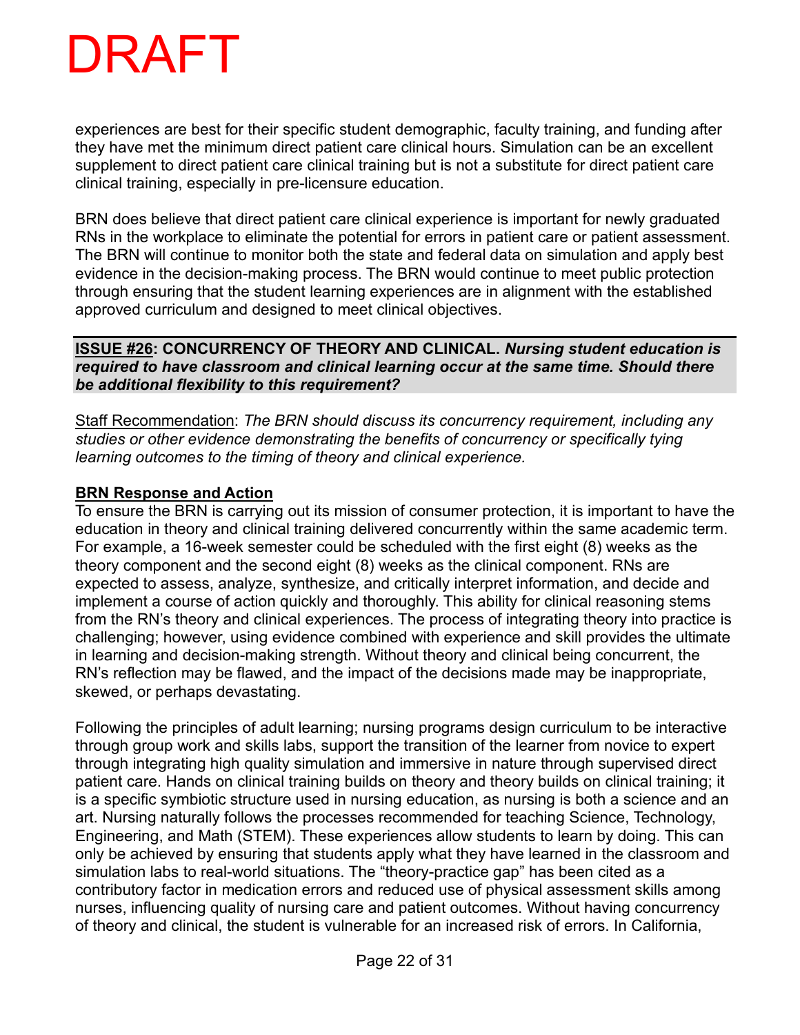# DRAFT

experiences are best for their specific student demographic, faculty training, and funding after they have met the minimum direct patient care clinical hours. Simulation can be an excellent supplement to direct patient care clinical training but is not a substitute for direct patient care clinical training, especially in pre-licensure education.

BRN does believe that direct patient care clinical experience is important for newly graduated RNs in the workplace to eliminate the potential for errors in patient care or patient assessment. The BRN will continue to monitor both the state and federal data on simulation and apply best evidence in the decision-making process. The BRN would continue to meet public protection through ensuring that the student learning experiences are in alignment with the established approved curriculum and designed to meet clinical objectives.

**ISSUE #26: CONCURRENCY OF THEORY AND CLINICAL.** ***Nursing student education is required to have classroom and clinical learning occur at the same time. Should there be additional flexibility to this requirement?***

Staff Recommendation: *The BRN should discuss its concurrency requirement, including any studies or other evidence demonstrating the benefits of concurrency or specifically tying learning outcomes to the timing of theory and clinical experience.*

**BRN Response and Action**

To ensure the BRN is carrying out its mission of consumer protection, it is important to have the education in theory and clinical training delivered concurrently within the same academic term. For example, a 16-week semester could be scheduled with the first eight (8) weeks as the theory component and the second eight (8) weeks as the clinical component. RNs are expected to assess, analyze, synthesize, and critically interpret information, and decide and implement a course of action quickly and thoroughly. This ability for clinical reasoning stems from the RN's theory and clinical experiences. The process of integrating theory into practice is challenging; however, using evidence combined with experience and skill provides the ultimate in learning and decision-making strength. Without theory and clinical being concurrent, the RN's reflection may be flawed, and the impact of the decisions made may be inappropriate, skewed, or perhaps devastating.

Following the principles of adult learning; nursing programs design curriculum to be interactive through group work and skills labs, support the transition of the learner from novice to expert through integrating high quality simulation and immersive in nature through supervised direct patient care. Hands on clinical training builds on theory and theory builds on clinical training; it is a specific symbiotic structure used in nursing education, as nursing is both a science and an art. Nursing naturally follows the processes recommended for teaching Science, Technology, Engineering, and Math (STEM). These experiences allow students to learn by doing. This can only be achieved by ensuring that students apply what they have learned in the classroom and simulation labs to real-world situations. The "theory-practice gap" has been cited as a contributory factor in medication errors and reduced use of physical assessment skills among nurses, influencing quality of nursing care and patient outcomes. Without having concurrency of theory and clinical, the student is vulnerable for an increased risk of errors. In California,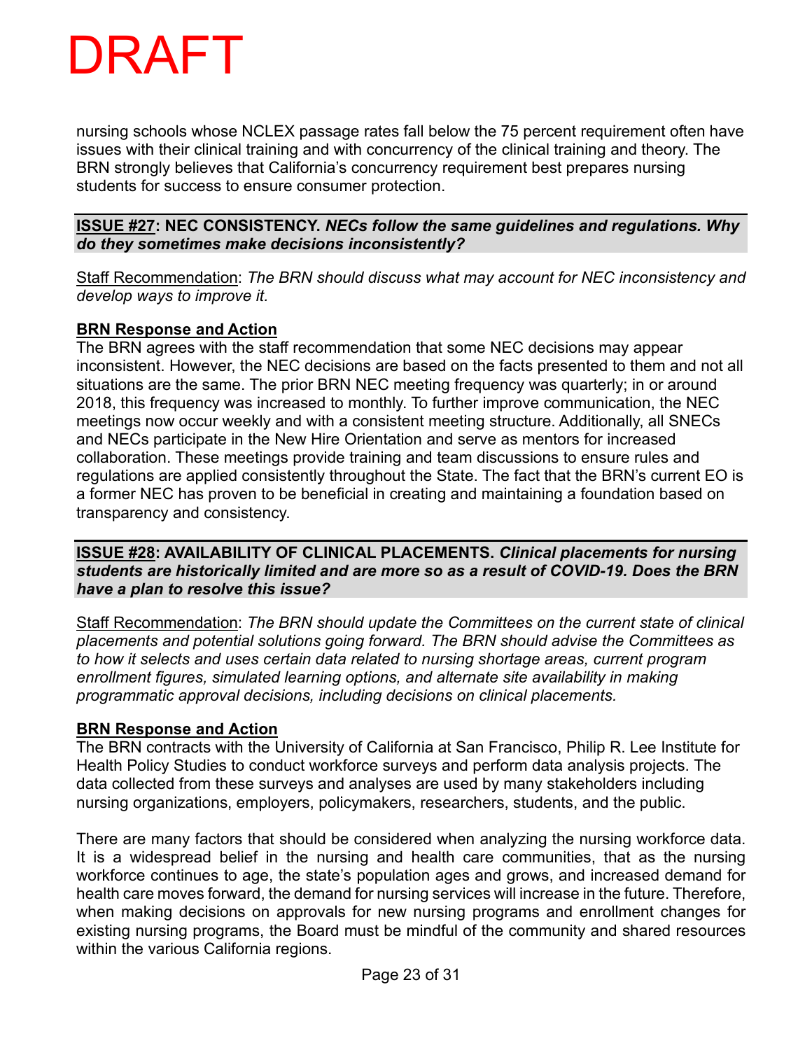DRAFT

nursing schools whose NCLEX passage rates fall below the 75 percent requirement often have issues with their clinical training and with concurrency of the clinical training and theory. The BRN strongly believes that California's concurrency requirement best prepares nursing students for success to ensure consumer protection.

**ISSUE #27: NEC CONSISTENCY.** ***NECs follow the same guidelines and regulations. Why do they sometimes make decisions inconsistently?***

Staff Recommendation: *The BRN should discuss what may account for NEC inconsistency and develop ways to improve it.*

**BRN Response and Action**

The BRN agrees with the staff recommendation that some NEC decisions may appear inconsistent. However, the NEC decisions are based on the facts presented to them and not all situations are the same. The prior BRN NEC meeting frequency was quarterly; in or around 2018, this frequency was increased to monthly. To further improve communication, the NEC meetings now occur weekly and with a consistent meeting structure. Additionally, all SNECs and NECs participate in the New Hire Orientation and serve as mentors for increased collaboration. These meetings provide training and team discussions to ensure rules and regulations are applied consistently throughout the State. The fact that the BRN's current EO is a former NEC has proven to be beneficial in creating and maintaining a foundation based on transparency and consistency.

**ISSUE #28: AVAILABILITY OF CLINICAL PLACEMENTS.** ***Clinical placements for nursing students are historically limited and are more so as a result of COVID-19. Does the BRN have a plan to resolve this issue?***

Staff Recommendation: *The BRN should update the Committees on the current state of clinical placements and potential solutions going forward. The BRN should advise the Committees as to how it selects and uses certain data related to nursing shortage areas, current program enrollment figures, simulated learning options, and alternate site availability in making programmatic approval decisions, including decisions on clinical placements.*

**BRN Response and Action**

The BRN contracts with the University of California at San Francisco, Philip R. Lee Institute for Health Policy Studies to conduct workforce surveys and perform data analysis projects. The data collected from these surveys and analyses are used by many stakeholders including nursing organizations, employers, policymakers, researchers, students, and the public.

There are many factors that should be considered when analyzing the nursing workforce data. It is a widespread belief in the nursing and health care communities, that as the nursing workforce continues to age, the state's population ages and grows, and increased demand for health care moves forward, the demand for nursing services will increase in the future. Therefore, when making decisions on approvals for new nursing programs and enrollment changes for existing nursing programs, the Board must be mindful of the community and shared resources within the various California regions.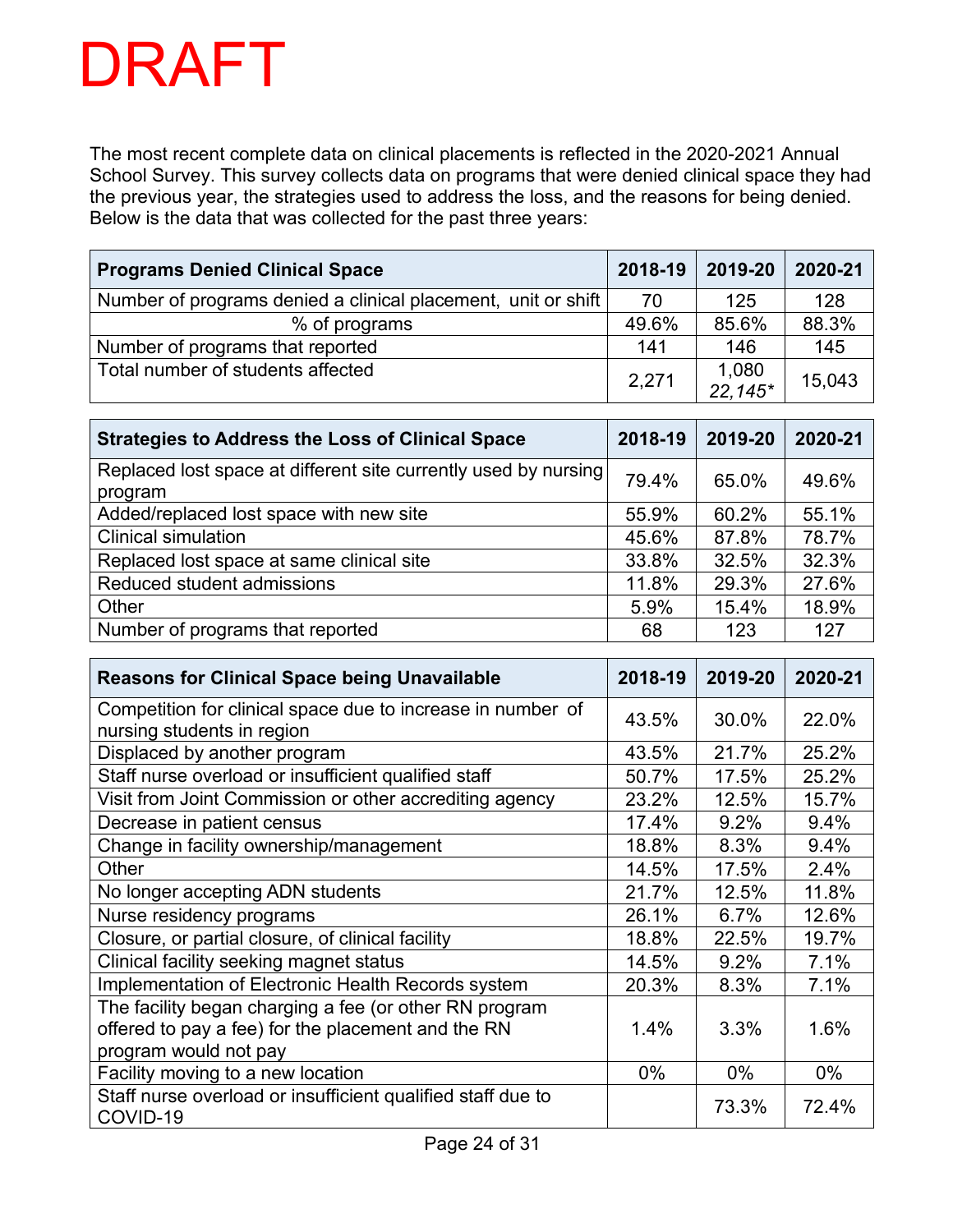DRAFT

The most recent complete data on clinical placements is reflected in the 2020-2021 Annual School Survey. This survey collects data on programs that were denied clinical space they had the previous year, the strategies used to address the loss, and the reasons for being denied. Below is the data that was collected for the past three years:

| Programs Denied Clinical Space | 2018-19 | 2019-20 | 2020-21 |
|---|---|---|---|
| Number of programs denied a clinical placement, unit or shift | 70 | 125 | 128 |
| % of programs | 49.6% | 85.6% | 88.3% |
| Number of programs that reported | 141 | 146 | 145 |
| Total number of students affected | 2,271 | 1,080 *22,145** | 15,043 |

| Strategies to Address the Loss of Clinical Space | 2018-19 | 2019-20 | 2020-21 |
|---|---|---|---|
| Replaced lost space at different site currently used by nursing program | 79.4% | 65.0% | 49.6% |
| Added/replaced lost space with new site | 55.9% | 60.2% | 55.1% |
| Clinical simulation | 45.6% | 87.8% | 78.7% |
| Replaced lost space at same clinical site | 33.8% | 32.5% | 32.3% |
| Reduced student admissions | 11.8% | 29.3% | 27.6% |
| Other | 5.9% | 15.4% | 18.9% |
| Number of programs that reported | 68 | 123 | 127 |

| Reasons for Clinical Space being Unavailable | 2018-19 | 2019-20 | 2020-21 |
|---|---|---|---|
| Competition for clinical space due to increase in number of nursing students in region | 43.5% | 30.0% | 22.0% |
| Displaced by another program | 43.5% | 21.7% | 25.2% |
| Staff nurse overload or insufficient qualified staff | 50.7% | 17.5% | 25.2% |
| Visit from Joint Commission or other accrediting agency | 23.2% | 12.5% | 15.7% |
| Decrease in patient census | 17.4% | 9.2% | 9.4% |
| Change in facility ownership/management | 18.8% | 8.3% | 9.4% |
| Other | 14.5% | 17.5% | 2.4% |
| No longer accepting ADN students | 21.7% | 12.5% | 11.8% |
| Nurse residency programs | 26.1% | 6.7% | 12.6% |
| Closure, or partial closure, of clinical facility | 18.8% | 22.5% | 19.7% |
| Clinical facility seeking magnet status | 14.5% | 9.2% | 7.1% |
| Implementation of Electronic Health Records system | 20.3% | 8.3% | 7.1% |
| The facility began charging a fee (or other RN program offered to pay a fee) for the placement and the RN program would not pay | 1.4% | 3.3% | 1.6% |
| Facility moving to a new location | 0% | 0% | 0% |
| Staff nurse overload or insufficient qualified staff due to COVID-19 | | 73.3% | 72.4% |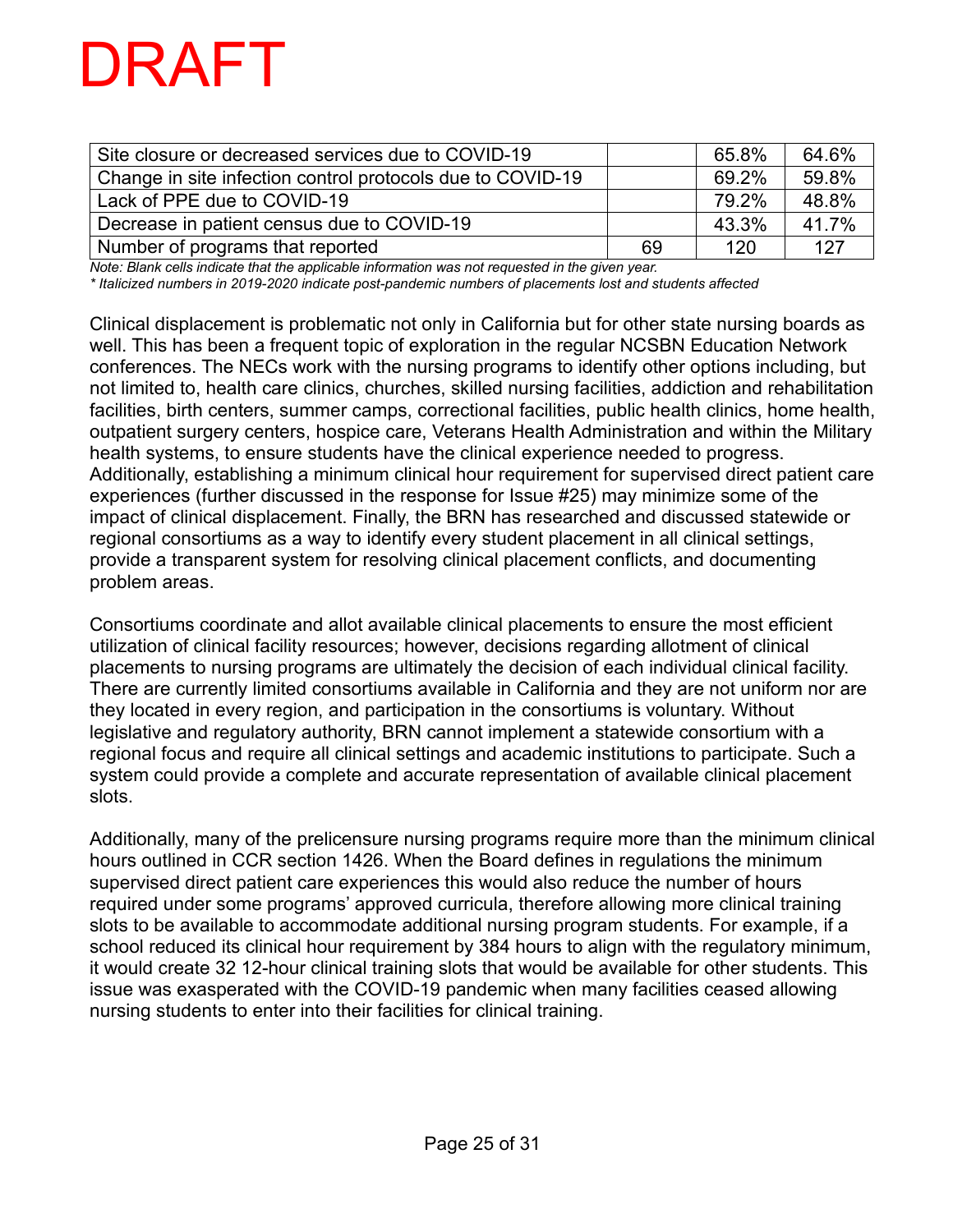DRAFT

| | | | |
|---|---|---|---|
| Site closure or decreased services due to COVID-19 | | 65.8% | 64.6% |
| Change in site infection control protocols due to COVID-19 | | 69.2% | 59.8% |
| Lack of PPE due to COVID-19 | | 79.2% | 48.8% |
| Decrease in patient census due to COVID-19 | | 43.3% | 41.7% |
| Number of programs that reported | 69 | 120 | 127 |

*Note: Blank cells indicate that the applicable information was not requested in the given year.*
*\* Italicized numbers in 2019-2020 indicate post-pandemic numbers of placements lost and students affected*

Clinical displacement is problematic not only in California but for other state nursing boards as well. This has been a frequent topic of exploration in the regular NCSBN Education Network conferences. The NECs work with the nursing programs to identify other options including, but not limited to, health care clinics, churches, skilled nursing facilities, addiction and rehabilitation facilities, birth centers, summer camps, correctional facilities, public health clinics, home health, outpatient surgery centers, hospice care, Veterans Health Administration and within the Military health systems, to ensure students have the clinical experience needed to progress. Additionally, establishing a minimum clinical hour requirement for supervised direct patient care experiences (further discussed in the response for Issue #25) may minimize some of the impact of clinical displacement. Finally, the BRN has researched and discussed statewide or regional consortiums as a way to identify every student placement in all clinical settings, provide a transparent system for resolving clinical placement conflicts, and documenting problem areas.

Consortiums coordinate and allot available clinical placements to ensure the most efficient utilization of clinical facility resources; however, decisions regarding allotment of clinical placements to nursing programs are ultimately the decision of each individual clinical facility. There are currently limited consortiums available in California and they are not uniform nor are they located in every region, and participation in the consortiums is voluntary. Without legislative and regulatory authority, BRN cannot implement a statewide consortium with a regional focus and require all clinical settings and academic institutions to participate. Such a system could provide a complete and accurate representation of available clinical placement slots.

Additionally, many of the prelicensure nursing programs require more than the minimum clinical hours outlined in CCR section 1426. When the Board defines in regulations the minimum supervised direct patient care experiences this would also reduce the number of hours required under some programs' approved curricula, therefore allowing more clinical training slots to be available to accommodate additional nursing program students. For example, if a school reduced its clinical hour requirement by 384 hours to align with the regulatory minimum, it would create 32 12-hour clinical training slots that would be available for other students. This issue was exasperated with the COVID-19 pandemic when many facilities ceased allowing nursing students to enter into their facilities for clinical training.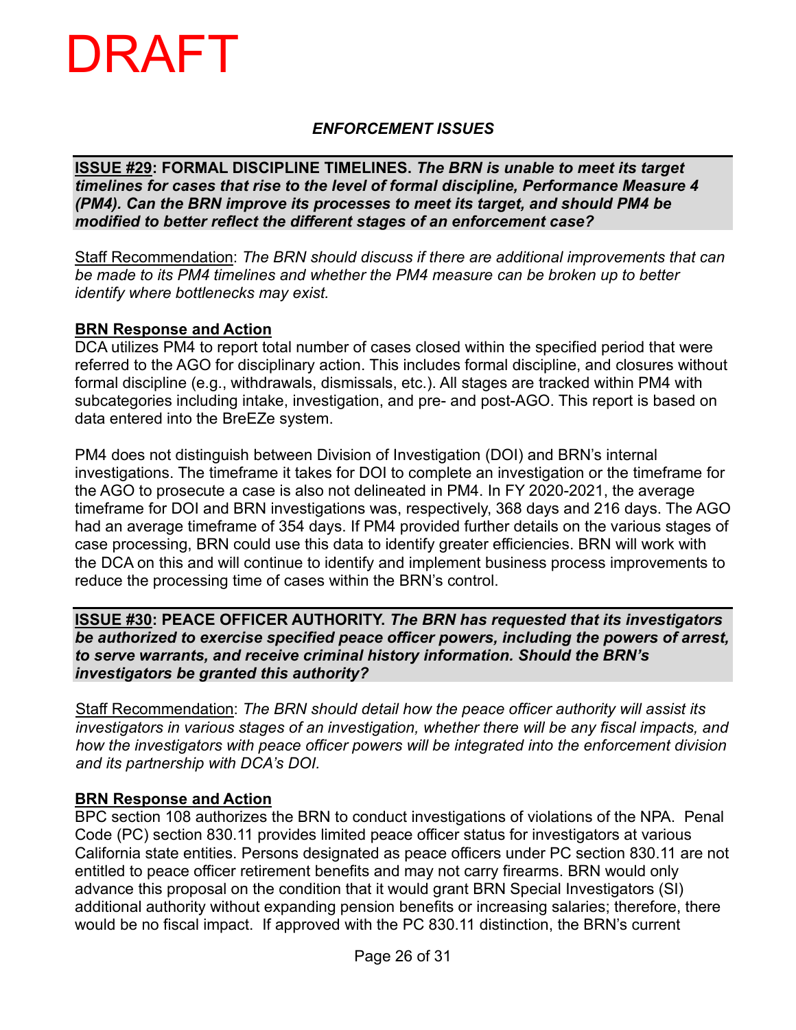DRAFT

## *ENFORCEMENT ISSUES*

**ISSUE #29: FORMAL DISCIPLINE TIMELINES.** ***The BRN is unable to meet its target timelines for cases that rise to the level of formal discipline, Performance Measure 4 (PM4). Can the BRN improve its processes to meet its target, and should PM4 be modified to better reflect the different stages of an enforcement case?***

Staff Recommendation: *The BRN should discuss if there are additional improvements that can be made to its PM4 timelines and whether the PM4 measure can be broken up to better identify where bottlenecks may exist.*

**BRN Response and Action**

DCA utilizes PM4 to report total number of cases closed within the specified period that were referred to the AGO for disciplinary action. This includes formal discipline, and closures without formal discipline (e.g., withdrawals, dismissals, etc.). All stages are tracked within PM4 with subcategories including intake, investigation, and pre- and post-AGO. This report is based on data entered into the BreEZe system.

PM4 does not distinguish between Division of Investigation (DOI) and BRN's internal investigations. The timeframe it takes for DOI to complete an investigation or the timeframe for the AGO to prosecute a case is also not delineated in PM4. In FY 2020-2021, the average timeframe for DOI and BRN investigations was, respectively, 368 days and 216 days. The AGO had an average timeframe of 354 days. If PM4 provided further details on the various stages of case processing, BRN could use this data to identify greater efficiencies. BRN will work with the DCA on this and will continue to identify and implement business process improvements to reduce the processing time of cases within the BRN's control.

**ISSUE #30: PEACE OFFICER AUTHORITY.** ***The BRN has requested that its investigators be authorized to exercise specified peace officer powers, including the powers of arrest, to serve warrants, and receive criminal history information. Should the BRN's investigators be granted this authority?***

Staff Recommendation: *The BRN should detail how the peace officer authority will assist its investigators in various stages of an investigation, whether there will be any fiscal impacts, and how the investigators with peace officer powers will be integrated into the enforcement division and its partnership with DCA's DOI.*

**BRN Response and Action**

BPC section 108 authorizes the BRN to conduct investigations of violations of the NPA. Penal Code (PC) section 830.11 provides limited peace officer status for investigators at various California state entities. Persons designated as peace officers under PC section 830.11 are not entitled to peace officer retirement benefits and may not carry firearms. BRN would only advance this proposal on the condition that it would grant BRN Special Investigators (SI) additional authority without expanding pension benefits or increasing salaries; therefore, there would be no fiscal impact. If approved with the PC 830.11 distinction, the BRN's current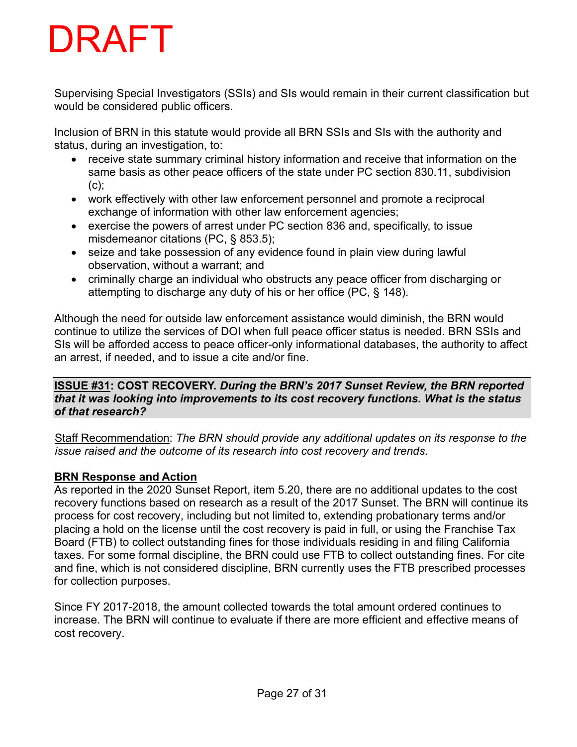DRAFT

Supervising Special Investigators (SSIs) and SIs would remain in their current classification but would be considered public officers.

Inclusion of BRN in this statute would provide all BRN SSIs and SIs with the authority and status, during an investigation, to:

- receive state summary criminal history information and receive that information on the same basis as other peace officers of the state under PC section 830.11, subdivision (c);
- work effectively with other law enforcement personnel and promote a reciprocal exchange of information with other law enforcement agencies;
- exercise the powers of arrest under PC section 836 and, specifically, to issue misdemeanor citations (PC, § 853.5);
- seize and take possession of any evidence found in plain view during lawful observation, without a warrant; and
- criminally charge an individual who obstructs any peace officer from discharging or attempting to discharge any duty of his or her office (PC, § 148).

Although the need for outside law enforcement assistance would diminish, the BRN would continue to utilize the services of DOI when full peace officer status is needed. BRN SSIs and SIs will be afforded access to peace officer-only informational databases, the authority to affect an arrest, if needed, and to issue a cite and/or fine.

**<u>ISSUE #31</u>: COST RECOVERY.** ***During the BRN's 2017 Sunset Review, the BRN reported that it was looking into improvements to its cost recovery functions. What is the status of that research?***

<u>Staff Recommendation</u>: *The BRN should provide any additional updates on its response to the issue raised and the outcome of its research into cost recovery and trends.*

**<u>BRN Response and Action</u>**

As reported in the 2020 Sunset Report, item 5.20, there are no additional updates to the cost recovery functions based on research as a result of the 2017 Sunset. The BRN will continue its process for cost recovery, including but not limited to, extending probationary terms and/or placing a hold on the license until the cost recovery is paid in full, or using the Franchise Tax Board (FTB) to collect outstanding fines for those individuals residing in and filing California taxes. For some formal discipline, the BRN could use FTB to collect outstanding fines. For cite and fine, which is not considered discipline, BRN currently uses the FTB prescribed processes for collection purposes.

Since FY 2017-2018, the amount collected towards the total amount ordered continues to increase. The BRN will continue to evaluate if there are more efficient and effective means of cost recovery.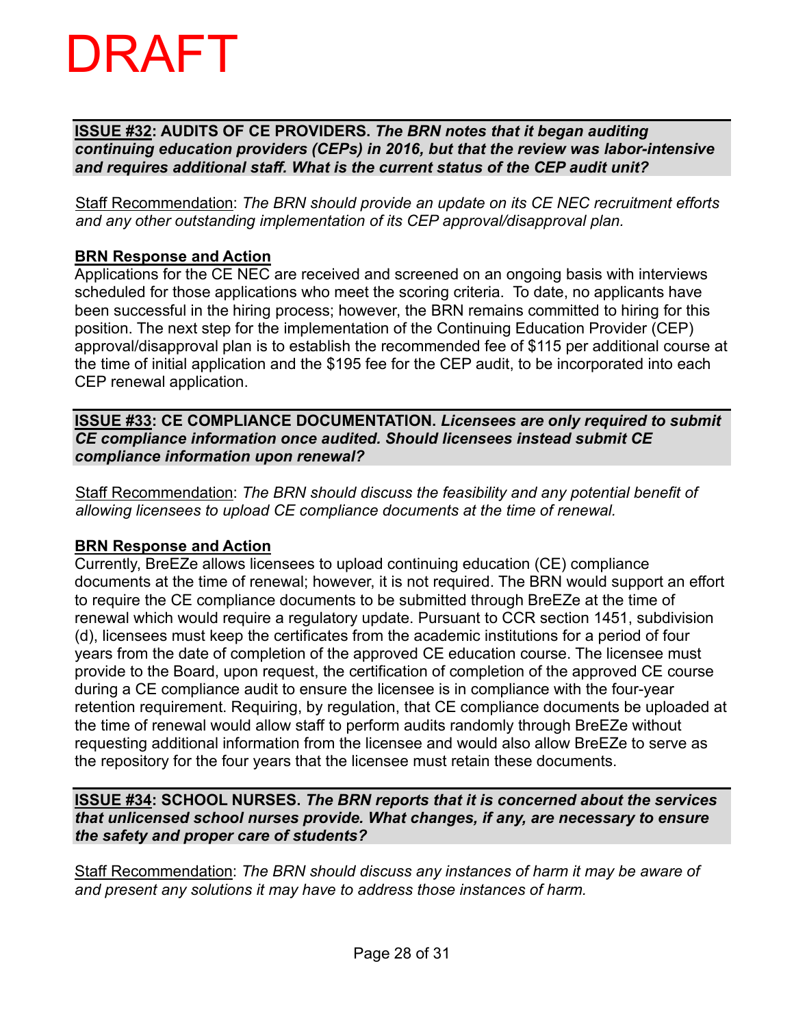DRAFT

**ISSUE #32: AUDITS OF CE PROVIDERS.** ***The BRN notes that it began auditing continuing education providers (CEPs) in 2016, but that the review was labor-intensive and requires additional staff. What is the current status of the CEP audit unit?***

Staff Recommendation: *The BRN should provide an update on its CE NEC recruitment efforts and any other outstanding implementation of its CEP approval/disapproval plan.*

**BRN Response and Action**

Applications for the CE NEC are received and screened on an ongoing basis with interviews scheduled for those applications who meet the scoring criteria. To date, no applicants have been successful in the hiring process; however, the BRN remains committed to hiring for this position. The next step for the implementation of the Continuing Education Provider (CEP) approval/disapproval plan is to establish the recommended fee of $115 per additional course at the time of initial application and the $195 fee for the CEP audit, to be incorporated into each CEP renewal application.

**ISSUE #33: CE COMPLIANCE DOCUMENTATION.** ***Licensees are only required to submit CE compliance information once audited. Should licensees instead submit CE compliance information upon renewal?***

Staff Recommendation: *The BRN should discuss the feasibility and any potential benefit of allowing licensees to upload CE compliance documents at the time of renewal.*

**BRN Response and Action**

Currently, BreEZe allows licensees to upload continuing education (CE) compliance documents at the time of renewal; however, it is not required. The BRN would support an effort to require the CE compliance documents to be submitted through BreEZe at the time of renewal which would require a regulatory update. Pursuant to CCR section 1451, subdivision (d), licensees must keep the certificates from the academic institutions for a period of four years from the date of completion of the approved CE education course. The licensee must provide to the Board, upon request, the certification of completion of the approved CE course during a CE compliance audit to ensure the licensee is in compliance with the four-year retention requirement. Requiring, by regulation, that CE compliance documents be uploaded at the time of renewal would allow staff to perform audits randomly through BreEZe without requesting additional information from the licensee and would also allow BreEZe to serve as the repository for the four years that the licensee must retain these documents.

**ISSUE #34: SCHOOL NURSES.** ***The BRN reports that it is concerned about the services that unlicensed school nurses provide. What changes, if any, are necessary to ensure the safety and proper care of students?***

Staff Recommendation: *The BRN should discuss any instances of harm it may be aware of and present any solutions it may have to address those instances of harm.*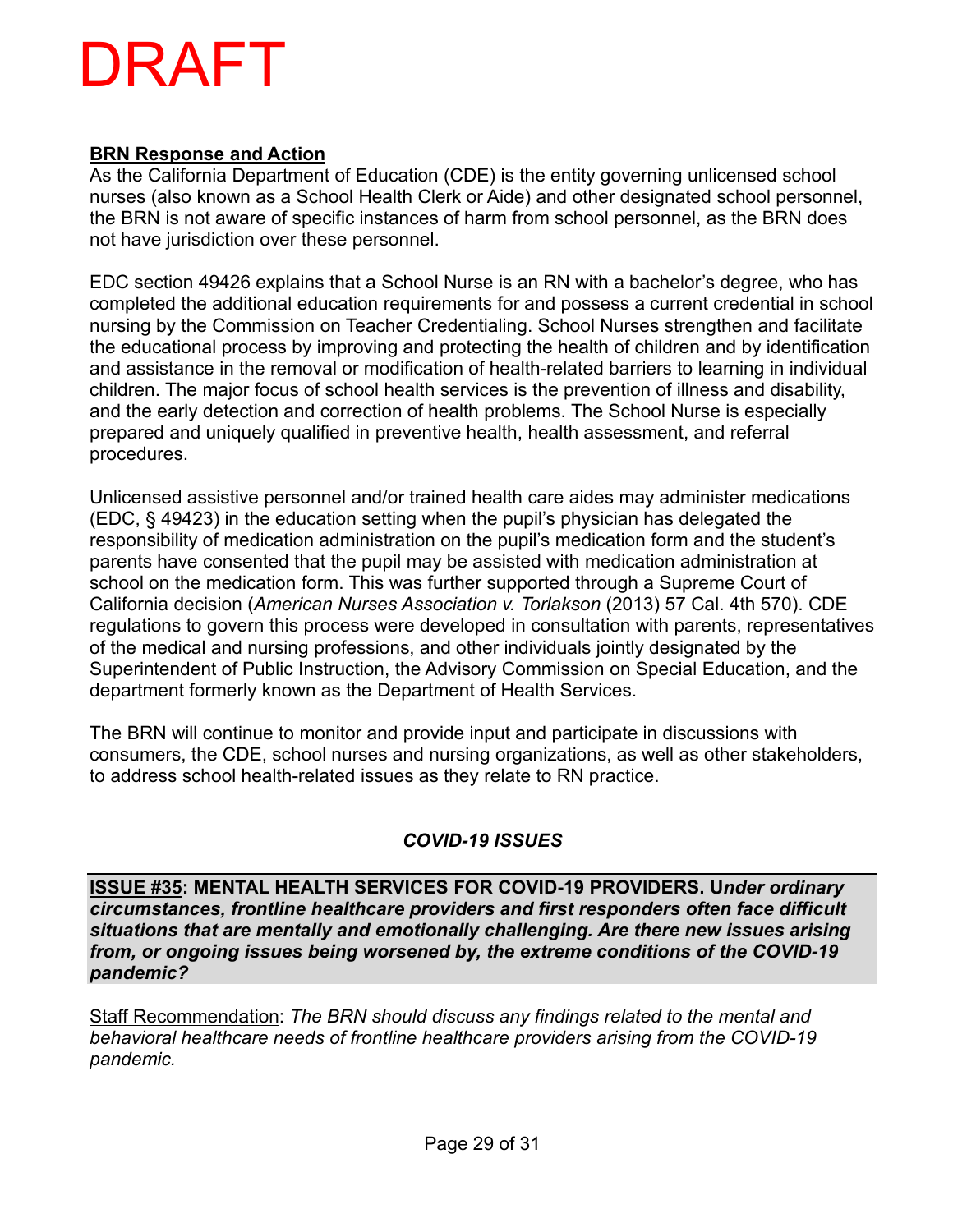DRAFT

**BRN Response and Action**

As the California Department of Education (CDE) is the entity governing unlicensed school nurses (also known as a School Health Clerk or Aide) and other designated school personnel, the BRN is not aware of specific instances of harm from school personnel, as the BRN does not have jurisdiction over these personnel.

EDC section 49426 explains that a School Nurse is an RN with a bachelor's degree, who has completed the additional education requirements for and possess a current credential in school nursing by the Commission on Teacher Credentialing. School Nurses strengthen and facilitate the educational process by improving and protecting the health of children and by identification and assistance in the removal or modification of health-related barriers to learning in individual children. The major focus of school health services is the prevention of illness and disability, and the early detection and correction of health problems. The School Nurse is especially prepared and uniquely qualified in preventive health, health assessment, and referral procedures.

Unlicensed assistive personnel and/or trained health care aides may administer medications (EDC, § 49423) in the education setting when the pupil's physician has delegated the responsibility of medication administration on the pupil's medication form and the student's parents have consented that the pupil may be assisted with medication administration at school on the medication form. This was further supported through a Supreme Court of California decision (*American Nurses Association v. Torlakson* (2013) 57 Cal. 4th 570). CDE regulations to govern this process were developed in consultation with parents, representatives of the medical and nursing professions, and other individuals jointly designated by the Superintendent of Public Instruction, the Advisory Commission on Special Education, and the department formerly known as the Department of Health Services.

The BRN will continue to monitor and provide input and participate in discussions with consumers, the CDE, school nurses and nursing organizations, as well as other stakeholders, to address school health-related issues as they relate to RN practice.

### *COVID-19 ISSUES*

**ISSUE #35: MENTAL HEALTH SERVICES FOR COVID-19 PROVIDERS. U*nder ordinary circumstances, frontline healthcare providers and first responders often face difficult situations that are mentally and emotionally challenging. Are there new issues arising from, or ongoing issues being worsened by, the extreme conditions of the COVID-19 pandemic?***

Staff Recommendation: *The BRN should discuss any findings related to the mental and behavioral healthcare needs of frontline healthcare providers arising from the COVID-19 pandemic.*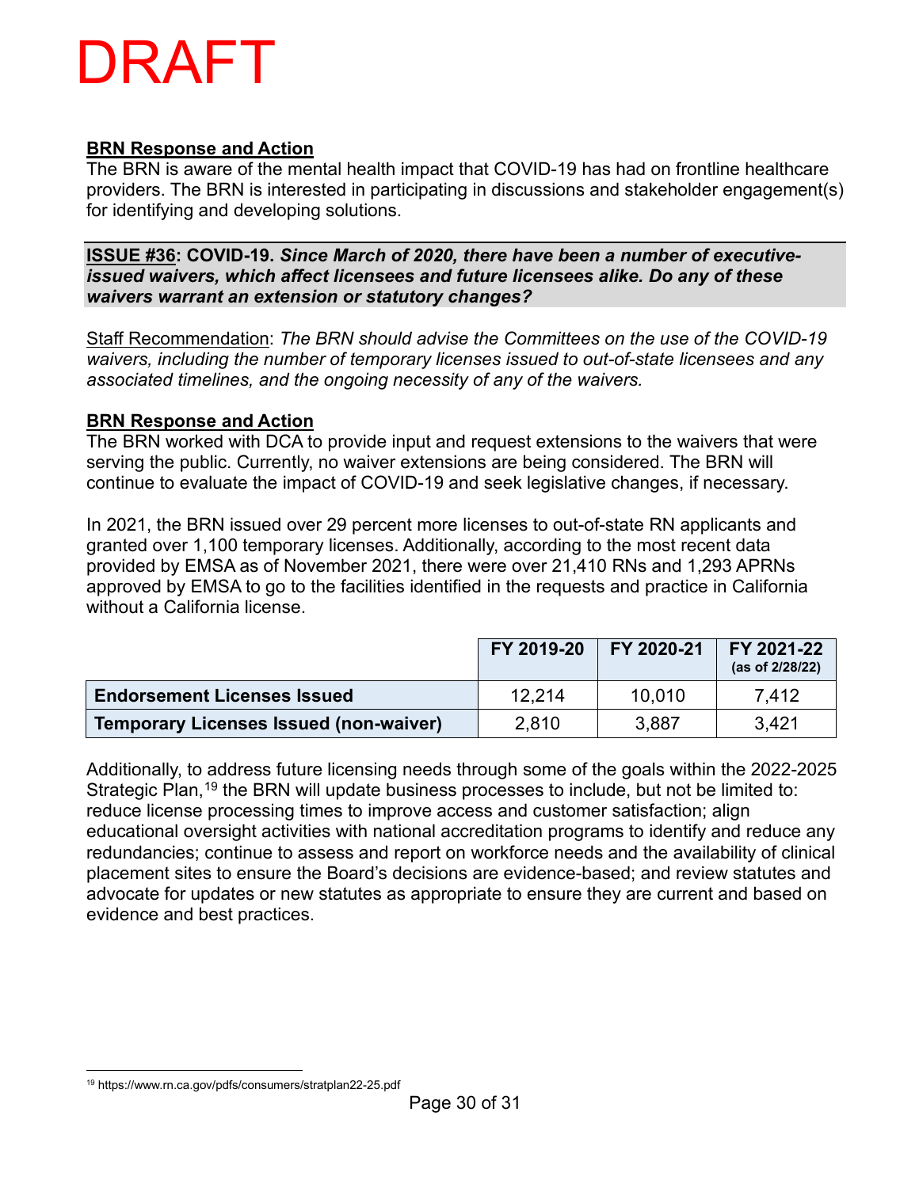DRAFT

**BRN Response and Action**

The BRN is aware of the mental health impact that COVID-19 has had on frontline healthcare providers. The BRN is interested in participating in discussions and stakeholder engagement(s) for identifying and developing solutions.

**ISSUE #36: COVID-19.** ***Since March of 2020, there have been a number of executive-issued waivers, which affect licensees and future licensees alike. Do any of these waivers warrant an extension or statutory changes?***

Staff Recommendation: *The BRN should advise the Committees on the use of the COVID-19 waivers, including the number of temporary licenses issued to out-of-state licensees and any associated timelines, and the ongoing necessity of any of the waivers.*

**BRN Response and Action**

The BRN worked with DCA to provide input and request extensions to the waivers that were serving the public. Currently, no waiver extensions are being considered. The BRN will continue to evaluate the impact of COVID-19 and seek legislative changes, if necessary.

In 2021, the BRN issued over 29 percent more licenses to out-of-state RN applicants and granted over 1,100 temporary licenses. Additionally, according to the most recent data provided by EMSA as of November 2021, there were over 21,410 RNs and 1,293 APRNs approved by EMSA to go to the facilities identified in the requests and practice in California without a California license.

| | FY 2019-20 | FY 2020-21 | FY 2021-22 (as of 2/28/22) |
|---|---|---|---|
| **Endorsement Licenses Issued** | 12,214 | 10,010 | 7,412 |
| **Temporary Licenses Issued (non-waiver)** | 2,810 | 3,887 | 3,421 |

Additionally, to address future licensing needs through some of the goals within the 2022-2025 Strategic Plan,[19] the BRN will update business processes to include, but not be limited to: reduce license processing times to improve access and customer satisfaction; align educational oversight activities with national accreditation programs to identify and reduce any redundancies; continue to assess and report on workforce needs and the availability of clinical placement sites to ensure the Board's decisions are evidence-based; and review statutes and advocate for updates or new statutes as appropriate to ensure they are current and based on evidence and best practices.

[19] https://www.rn.ca.gov/pdfs/consumers/stratplan22-25.pdf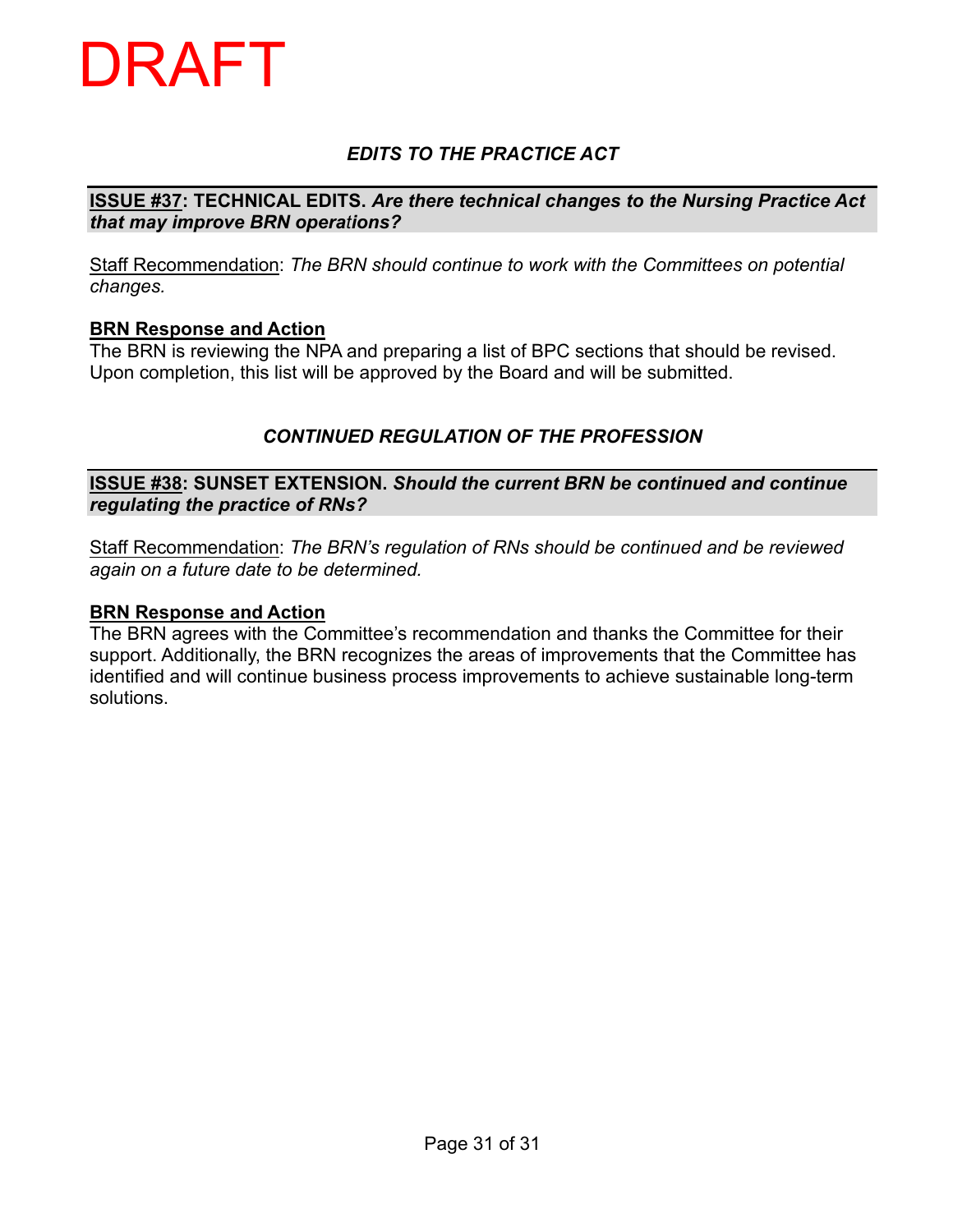DRAFT

## *EDITS TO THE PRACTICE ACT*

**ISSUE #37: TECHNICAL EDITS.** ***Are there technical changes to the Nursing Practice Act that may improve BRN operations?***

Staff Recommendation: *The BRN should continue to work with the Committees on potential changes.*

**BRN Response and Action**

The BRN is reviewing the NPA and preparing a list of BPC sections that should be revised. Upon completion, this list will be approved by the Board and will be submitted.

## *CONTINUED REGULATION OF THE PROFESSION*

**ISSUE #38: SUNSET EXTENSION.** ***Should the current BRN be continued and continue regulating the practice of RNs?***

Staff Recommendation: *The BRN's regulation of RNs should be continued and be reviewed again on a future date to be determined.*

**BRN Response and Action**

The BRN agrees with the Committee's recommendation and thanks the Committee for their support. Additionally, the BRN recognizes the areas of improvements that the Committee has identified and will continue business process improvements to achieve sustainable long-term solutions.